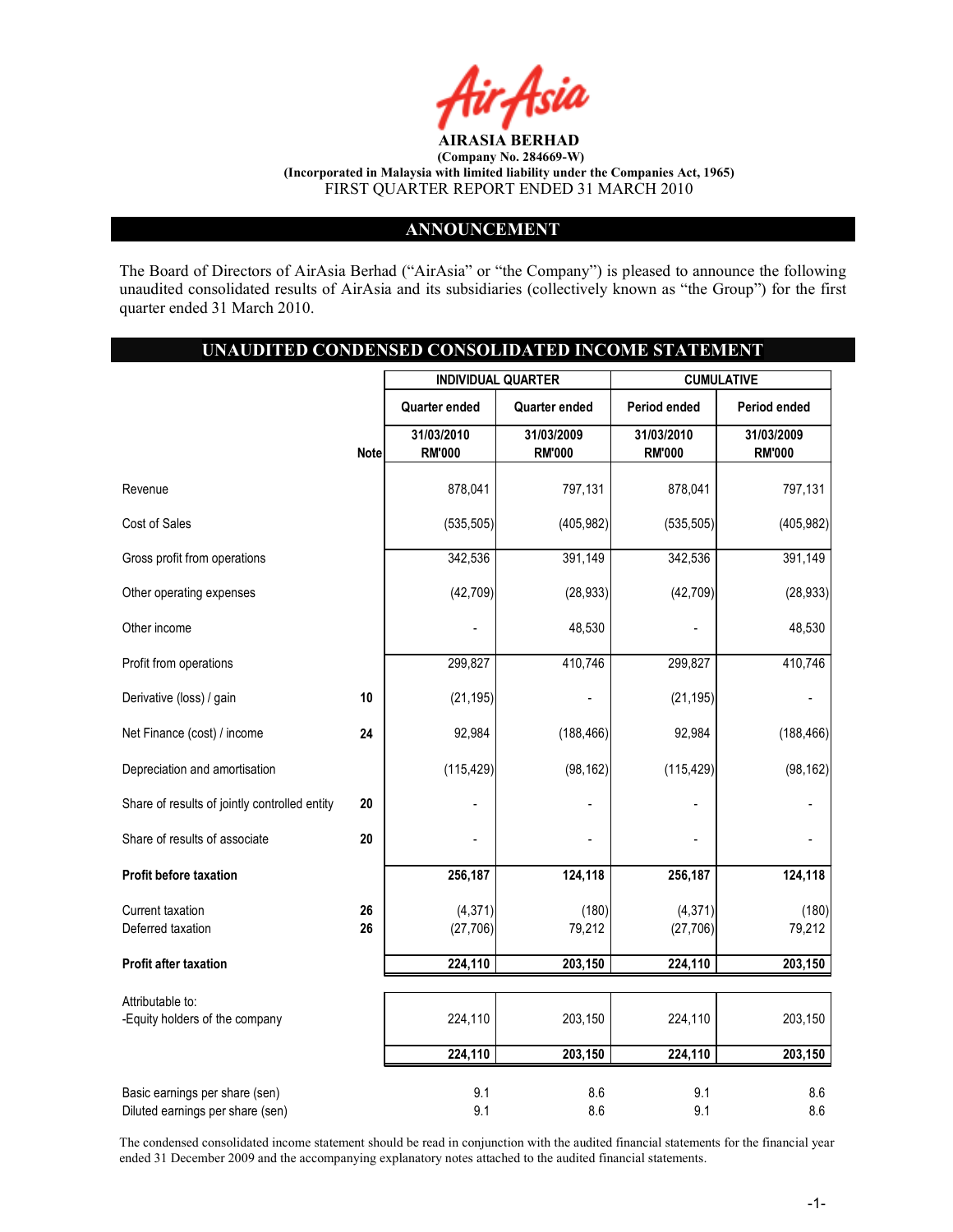**AIRASIA BERHAD**
**(Company No. 284669-W)**
**(Incorporated in Malaysia with limited liability under the Companies Act, 1965)**
FIRST QUARTER REPORT ENDED 31 MARCH 2010

## ANNOUNCEMENT

The Board of Directors of AirAsia Berhad ("AirAsia" or "the Company") is pleased to announce the following unaudited consolidated results of AirAsia and its subsidiaries (collectively known as "the Group") for the first quarter ended 31 March 2010.

## UNAUDITED CONDENSED CONSOLIDATED INCOME STATEMENT

| | | INDIVIDUAL QUARTER | | CUMULATIVE | |
|---|---|---|---|---|---|
| | | Quarter ended | Quarter ended | Period ended | Period ended |
| | Note | 31/03/2010 RM'000 | 31/03/2009 RM'000 | 31/03/2010 RM'000 | 31/03/2009 RM'000 |
| Revenue | | 878,041 | 797,131 | 878,041 | 797,131 |
| Cost of Sales | | (535,505) | (405,982) | (535,505) | (405,982) |
| Gross profit from operations | | 342,536 | 391,149 | 342,536 | 391,149 |
| Other operating expenses | | (42,709) | (28,933) | (42,709) | (28,933) |
| Other income | | - | 48,530 | - | 48,530 |
| Profit from operations | | 299,827 | 410,746 | 299,827 | 410,746 |
| Derivative (loss) / gain | 10 | (21,195) | - | (21,195) | - |
| Net Finance (cost) / income | 24 | 92,984 | (188,466) | 92,984 | (188,466) |
| Depreciation and amortisation | | (115,429) | (98,162) | (115,429) | (98,162) |
| Share of results of jointly controlled entity | 20 | - | - | - | - |
| Share of results of associate | 20 | - | - | - | - |
| **Profit before taxation** | | **256,187** | **124,118** | **256,187** | **124,118** |
| Current taxation | 26 | (4,371) | (180) | (4,371) | (180) |
| Deferred taxation | 26 | (27,706) | 79,212 | (27,706) | 79,212 |
| **Profit after taxation** | | **224,110** | **203,150** | **224,110** | **203,150** |
| Attributable to: | | | | | |
| -Equity holders of the company | | 224,110 | 203,150 | 224,110 | 203,150 |
| | | **224,110** | **203,150** | **224,110** | **203,150** |
| Basic earnings per share (sen) | | 9.1 | 8.6 | 9.1 | 8.6 |
| Diluted earnings per share (sen) | | 9.1 | 8.6 | 9.1 | 8.6 |

The condensed consolidated income statement should be read in conjunction with the audited financial statements for the financial year ended 31 December 2009 and the accompanying explanatory notes attached to the audited financial statements.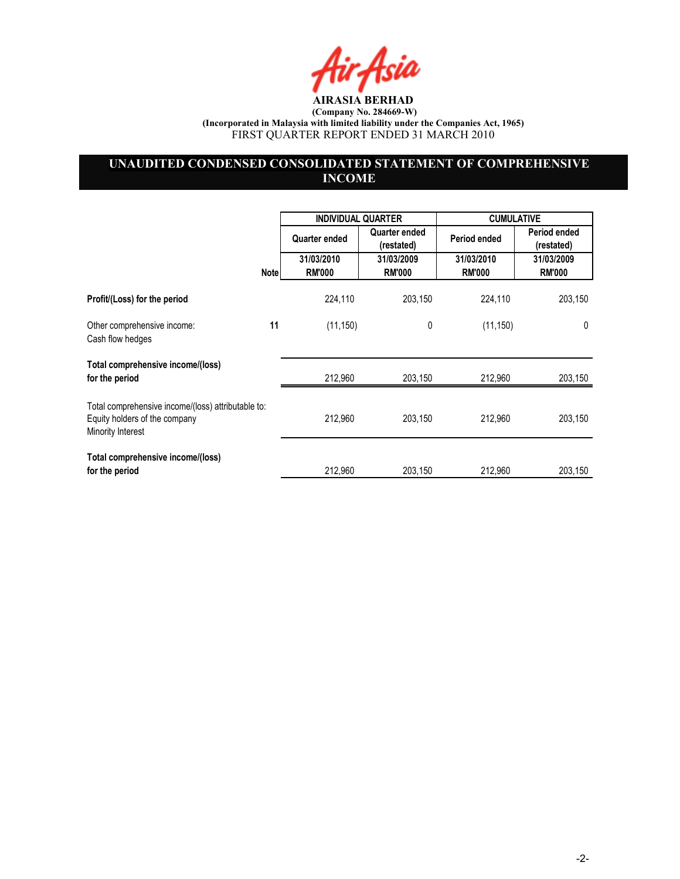**AIRASIA BERHAD**
**(Company No. 284669-W)**
**(Incorporated in Malaysia with limited liability under the Companies Act, 1965)**
FIRST QUARTER REPORT ENDED 31 MARCH 2010

## UNAUDITED CONDENSED CONSOLIDATED STATEMENT OF COMPREHENSIVE INCOME

| | Note | INDIVIDUAL QUARTER | | CUMULATIVE | |
|---|---|---|---|---|---|
| | | Quarter ended | Quarter ended (restated) | Period ended | Period ended (restated) |
| | | 31/03/2010 RM'000 | 31/03/2009 RM'000 | 31/03/2010 RM'000 | 31/03/2009 RM'000 |
| **Profit/(Loss) for the period** | | 224,110 | 203,150 | 224,110 | 203,150 |
| Other comprehensive income: Cash flow hedges | 11 | (11,150) | 0 | (11,150) | 0 |
| **Total comprehensive income/(loss) for the period** | | 212,960 | 203,150 | 212,960 | 203,150 |
| Total comprehensive income/(loss) attributable to: | | | | | |
| Equity holders of the company | | 212,960 | 203,150 | 212,960 | 203,150 |
| Minority Interest | | | | | |
| **Total comprehensive income/(loss) for the period** | | 212,960 | 203,150 | 212,960 | 203,150 |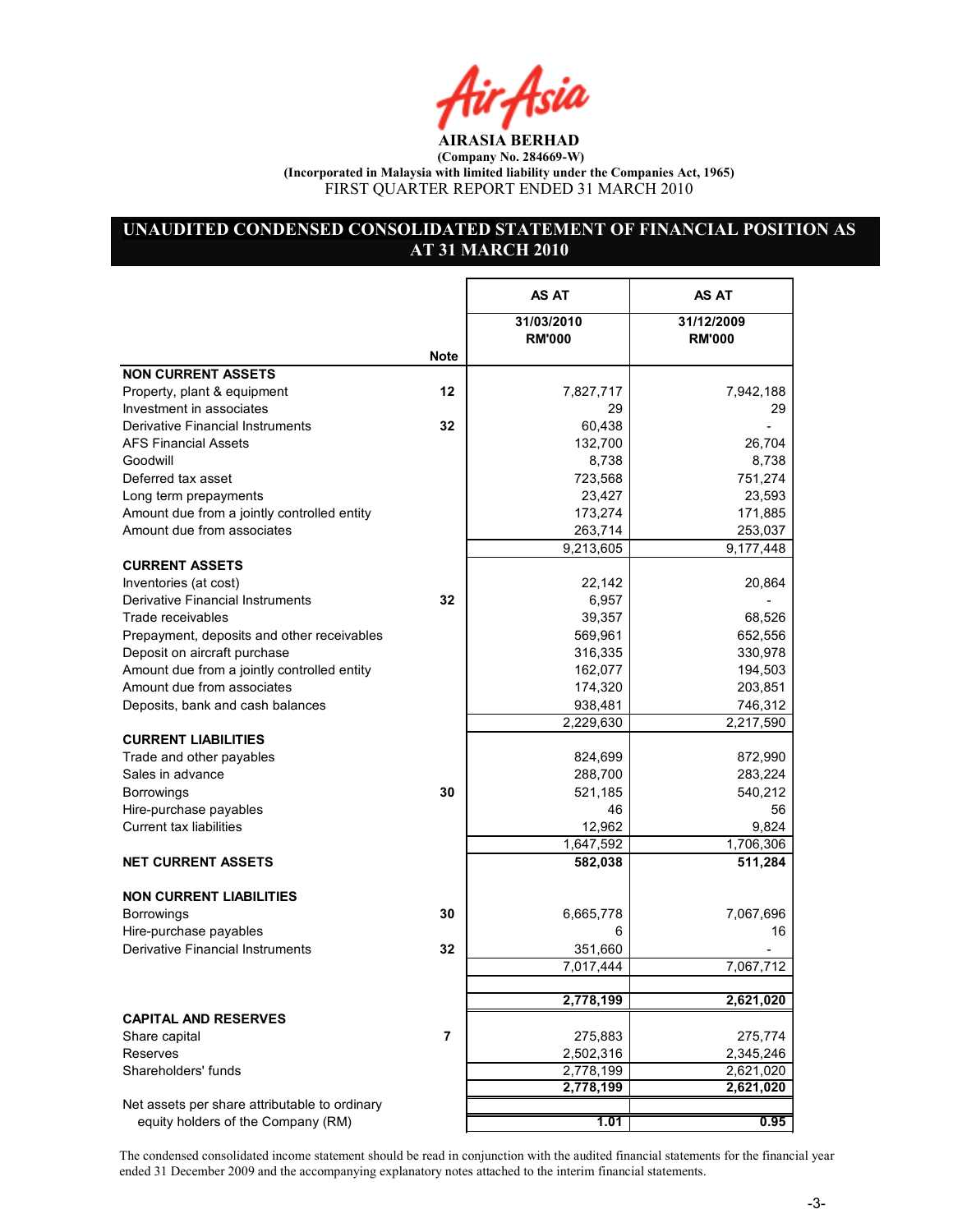**AIRASIA BERHAD**

**(Company No. 284669-W)**

**(Incorporated in Malaysia with limited liability under the Companies Act, 1965)**

FIRST QUARTER REPORT ENDED 31 MARCH 2010

## UNAUDITED CONDENSED CONSOLIDATED STATEMENT OF FINANCIAL POSITION AS AT 31 MARCH 2010

| | Note | AS AT 31/03/2010 RM'000 | AS AT 31/12/2009 RM'000 |
|---|---|---|---|
| **NON CURRENT ASSETS** | | | |
| Property, plant & equipment | 12 | 7,827,717 | 7,942,188 |
| Investment in associates | | 29 | 29 |
| Derivative Financial Instruments | 32 | 60,438 | - |
| AFS Financial Assets | | 132,700 | 26,704 |
| Goodwill | | 8,738 | 8,738 |
| Deferred tax asset | | 723,568 | 751,274 |
| Long term prepayments | | 23,427 | 23,593 |
| Amount due from a jointly controlled entity | | 173,274 | 171,885 |
| Amount due from associates | | 263,714 | 253,037 |
| | | 9,213,605 | 9,177,448 |
| **CURRENT ASSETS** | | | |
| Inventories (at cost) | | 22,142 | 20,864 |
| Derivative Financial Instruments | 32 | 6,957 | - |
| Trade receivables | | 39,357 | 68,526 |
| Prepayment, deposits and other receivables | | 569,961 | 652,556 |
| Deposit on aircraft purchase | | 316,335 | 330,978 |
| Amount due from a jointly controlled entity | | 162,077 | 194,503 |
| Amount due from associates | | 174,320 | 203,851 |
| Deposits, bank and cash balances | | 938,481 | 746,312 |
| | | 2,229,630 | 2,217,590 |
| **CURRENT LIABILITIES** | | | |
| Trade and other payables | | 824,699 | 872,990 |
| Sales in advance | | 288,700 | 283,224 |
| Borrowings | 30 | 521,185 | 540,212 |
| Hire-purchase payables | | 46 | 56 |
| Current tax liabilities | | 12,962 | 9,824 |
| | | 1,647,592 | 1,706,306 |
| **NET CURRENT ASSETS** | | **582,038** | **511,284** |
| **NON CURRENT LIABILITIES** | | | |
| Borrowings | 30 | 6,665,778 | 7,067,696 |
| Hire-purchase payables | | 6 | 16 |
| Derivative Financial Instruments | 32 | 351,660 | - |
| | | 7,017,444 | 7,067,712 |
| | | **2,778,199** | **2,621,020** |
| **CAPITAL AND RESERVES** | | | |
| Share capital | 7 | 275,883 | 275,774 |
| Reserves | | 2,502,316 | 2,345,246 |
| Shareholders' funds | | 2,778,199 | 2,621,020 |
| | | **2,778,199** | **2,621,020** |
| Net assets per share attributable to ordinary equity holders of the Company (RM) | | **1.01** | **0.95** |

The condensed consolidated income statement should be read in conjunction with the audited financial statements for the financial year ended 31 December 2009 and the accompanying explanatory notes attached to the interim financial statements.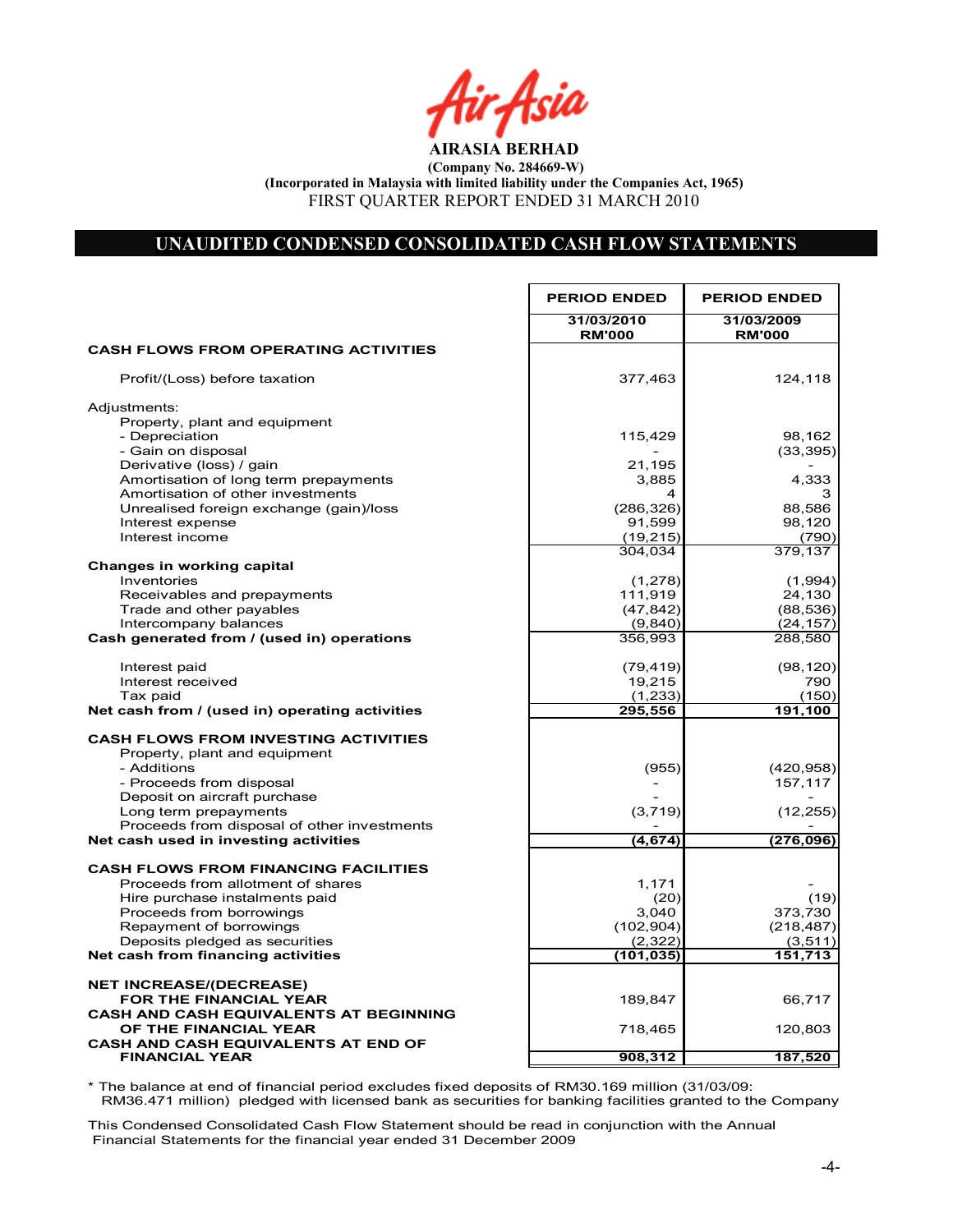AIRASIA BERHAD

**(Company No. 284669-W)**

**(Incorporated in Malaysia with limited liability under the Companies Act, 1965)**

FIRST QUARTER REPORT ENDED 31 MARCH 2010

## UNAUDITED CONDENSED CONSOLIDATED CASH FLOW STATEMENTS

| | PERIOD ENDED 31/03/2010 RM'000 | PERIOD ENDED 31/03/2009 RM'000 |
|---|---|---|
| **CASH FLOWS FROM OPERATING ACTIVITIES** | | |
| Profit/(Loss) before taxation | 377,463 | 124,118 |
| Adjustments: | | |
| Property, plant and equipment | | |
| - Depreciation | 115,429 | 98,162 |
| - Gain on disposal | - | (33,395) |
| Derivative (loss) / gain | 21,195 | - |
| Amortisation of long term prepayments | 3,885 | 4,333 |
| Amortisation of other investments | 4 | 3 |
| Unrealised foreign exchange (gain)/loss | (286,326) | 88,586 |
| Interest expense | 91,599 | 98,120 |
| Interest income | (19,215) | (790) |
| | 304,034 | 379,137 |
| **Changes in working capital** | | |
| Inventories | (1,278) | (1,994) |
| Receivables and prepayments | 111,919 | 24,130 |
| Trade and other payables | (47,842) | (88,536) |
| Intercompany balances | (9,840) | (24,157) |
| **Cash generated from / (used in) operations** | 356,993 | 288,580 |
| Interest paid | (79,419) | (98,120) |
| Interest received | 19,215 | 790 |
| Tax paid | (1,233) | (150) |
| **Net cash from / (used in) operating activities** | **295,556** | **191,100** |
| **CASH FLOWS FROM INVESTING ACTIVITIES** | | |
| Property, plant and equipment | | |
| - Additions | (955) | (420,958) |
| - Proceeds from disposal | - | 157,117 |
| Deposit on aircraft purchase | - | - |
| Long term prepayments | (3,719) | (12,255) |
| Proceeds from disposal of other investments | - | - |
| **Net cash used in investing activities** | **(4,674)** | **(276,096)** |
| **CASH FLOWS FROM FINANCING FACILITIES** | | |
| Proceeds from allotment of shares | 1,171 | - |
| Hire purchase instalments paid | (20) | (19) |
| Proceeds from borrowings | 3,040 | 373,730 |
| Repayment of borrowings | (102,904) | (218,487) |
| Deposits pledged as securities | (2,322) | (3,511) |
| **Net cash from financing activities** | **(101,035)** | **151,713** |
| **NET INCREASE/(DECREASE) FOR THE FINANCIAL YEAR** | 189,847 | 66,717 |
| **CASH AND CASH EQUIVALENTS AT BEGINNING OF THE FINANCIAL YEAR** | 718,465 | 120,803 |
| **CASH AND CASH EQUIVALENTS AT END OF FINANCIAL YEAR** | **908,312** | **187,520** |

\* The balance at end of financial period excludes fixed deposits of RM30.169 million (31/03/09: RM36.471 million) pledged with licensed bank as securities for banking facilities granted to the Company

This Condensed Consolidated Cash Flow Statement should be read in conjunction with the Annual Financial Statements for the financial year ended 31 December 2009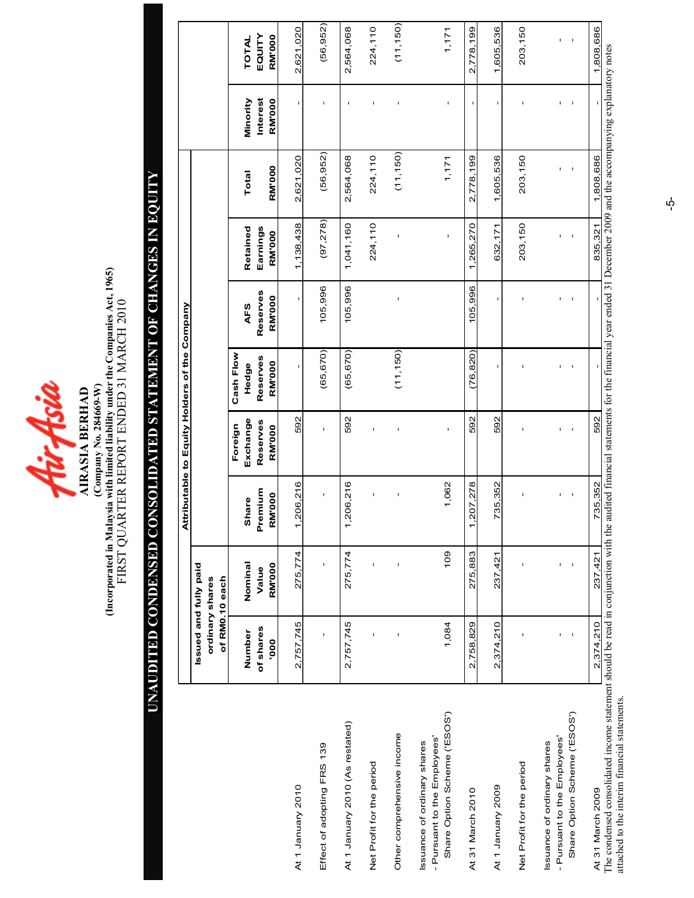**AIRASIA BERHAD**
**(Company No. 284669-W)**
**(Incorporated in Malaysia with limited liability under the Companies Act, 1965)**
FIRST QUARTER REPORT ENDED 31 MARCH 2010

# UNAUDITED CONDENSED CONSOLIDATED STATEMENT OF CHANGES IN EQUITY

| | Attributable to Equity Holders of the Company | | | | | | | | | | |
|---|---|---|---|---|---|---|---|---|---|---|---|
| | Issued and fully paid ordinary shares of RM0.10 each | | | | | | | | | | |
| | Number of shares '000 | Nominal Value RM'000 | Share Premium RM'000 | Foreign Exchange Reserves RM'000 | Cash Flow Hedge Reserves RM'000 | AFS Reserves RM'000 | Retained Earnings RM'000 | Total RM'000 | Minority Interest RM'000 | TOTAL EQUITY RM'000 |
| At 1 January 2010 | 2,757,745 | 275,774 | 1,206,216 | 592 | - | - | 1,138,438 | 2,621,020 | - | 2,621,020 |
| Effect of adopting FRS 139 | - | - | - | - | (65,670) | 105,996 | (97,278) | (56,952) | - | (56,952) |
| At 1 January 2010 (As restated) | 2,757,745 | 275,774 | 1,206,216 | 592 | (65,670) | 105,996 | 1,041,160 | 2,564,068 | - | 2,564,068 |
| Net Profit for the period | - | - | - | - | | | 224,110 | 224,110 | - | 224,110 |
| Other comprehensive income | - | - | - | - | (11,150) | - | - | (11,150) | - | (11,150) |
| Issuance of ordinary shares - Pursuant to the Employees' Share Option Scheme ('ESOS') | 1,084 | 109 | 1,062 | - | | | - | 1,171 | - | 1,171 |
| At 31 March 2010 | 2,758,829 | 275,883 | 1,207,278 | 592 | (76,820) | 105,996 | 1,265,270 | 2,778,199 | - | 2,778,199 |
| At 1 January 2009 | 2,374,210 | 237,421 | 735,352 | 592 | - | - | 632,171 | 1,605,536 | - | 1,605,536 |
| Net Profit for the period | - | - | - | - | - | - | 203,150 | 203,150 | - | 203,150 |
| Issuance of ordinary shares - Pursuant to the Employees' Share Option Scheme ('ESOS') | - | - | - | - | - | - | - | - | - | - |
| At 31 March 2009 | 2,374,210 | 237,421 | 735,352 | 592 | - | - | 835,321 | 1,808,686 | - | 1,808,686 |

The condensed consolidated income statement should be read in conjunction with the audited financial statements for the financial year ended 31 December 2009 and the accompanying explanatory notes attached to the interim financial statements.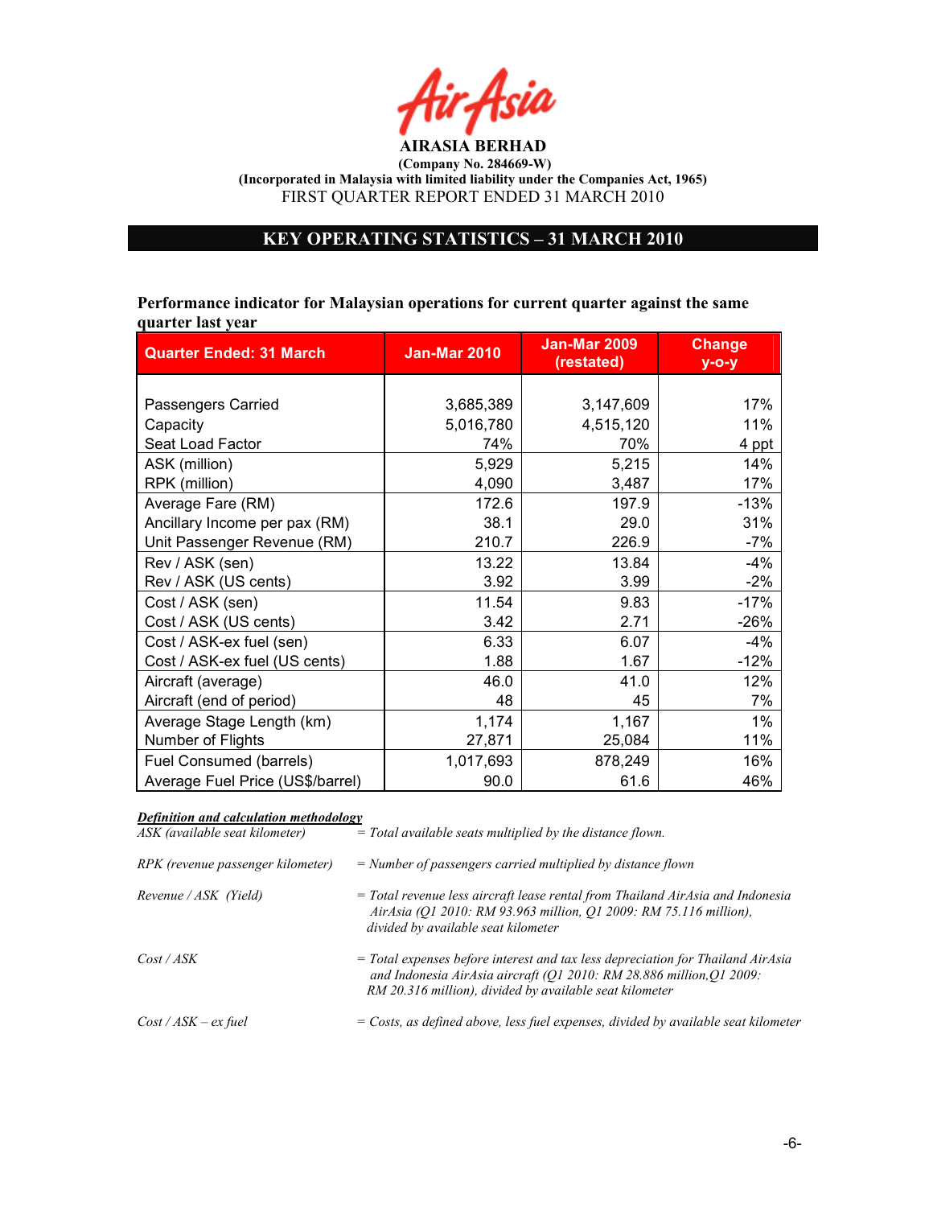**AIRASIA BERHAD**
**(Company No. 284669-W)**
**(Incorporated in Malaysia with limited liability under the Companies Act, 1965)**
FIRST QUARTER REPORT ENDED 31 MARCH 2010

## KEY OPERATING STATISTICS – 31 MARCH 2010

**Performance indicator for Malaysian operations for current quarter against the same quarter last year**

| Quarter Ended: 31 March | Jan-Mar 2010 | Jan-Mar 2009 (restated) | Change y-o-y |
|---|---|---|---|
| Passengers Carried | 3,685,389 | 3,147,609 | 17% |
| Capacity | 5,016,780 | 4,515,120 | 11% |
| Seat Load Factor | 74% | 70% | 4 ppt |
| ASK (million) | 5,929 | 5,215 | 14% |
| RPK (million) | 4,090 | 3,487 | 17% |
| Average Fare (RM) | 172.6 | 197.9 | -13% |
| Ancillary Income per pax (RM) | 38.1 | 29.0 | 31% |
| Unit Passenger Revenue (RM) | 210.7 | 226.9 | -7% |
| Rev / ASK (sen) | 13.22 | 13.84 | -4% |
| Rev / ASK (US cents) | 3.92 | 3.99 | -2% |
| Cost / ASK (sen) | 11.54 | 9.83 | -17% |
| Cost / ASK (US cents) | 3.42 | 2.71 | -26% |
| Cost / ASK-ex fuel (sen) | 6.33 | 6.07 | -4% |
| Cost / ASK-ex fuel (US cents) | 1.88 | 1.67 | -12% |
| Aircraft (average) | 46.0 | 41.0 | 12% |
| Aircraft (end of period) | 48 | 45 | 7% |
| Average Stage Length (km) | 1,174 | 1,167 | 1% |
| Number of Flights | 27,871 | 25,084 | 11% |
| Fuel Consumed (barrels) | 1,017,693 | 878,249 | 16% |
| Average Fuel Price (US$/barrel) | 90.0 | 61.6 | 46% |

***Definition and calculation methodology***

*ASK (available seat kilometer)* = *Total available seats multiplied by the distance flown.*

*RPK (revenue passenger kilometer)* = *Number of passengers carried multiplied by distance flown*

*Revenue / ASK (Yield)* = *Total revenue less aircraft lease rental from Thailand AirAsia and Indonesia AirAsia (Q1 2010: RM 93.963 million, Q1 2009: RM 75.116 million), divided by available seat kilometer*

*Cost / ASK* = *Total expenses before interest and tax less depreciation for Thailand AirAsia and Indonesia AirAsia aircraft (Q1 2010: RM 28.886 million,Q1 2009: RM 20.316 million), divided by available seat kilometer*

*Cost / ASK – ex fuel* = *Costs, as defined above, less fuel expenses, divided by available seat kilometer*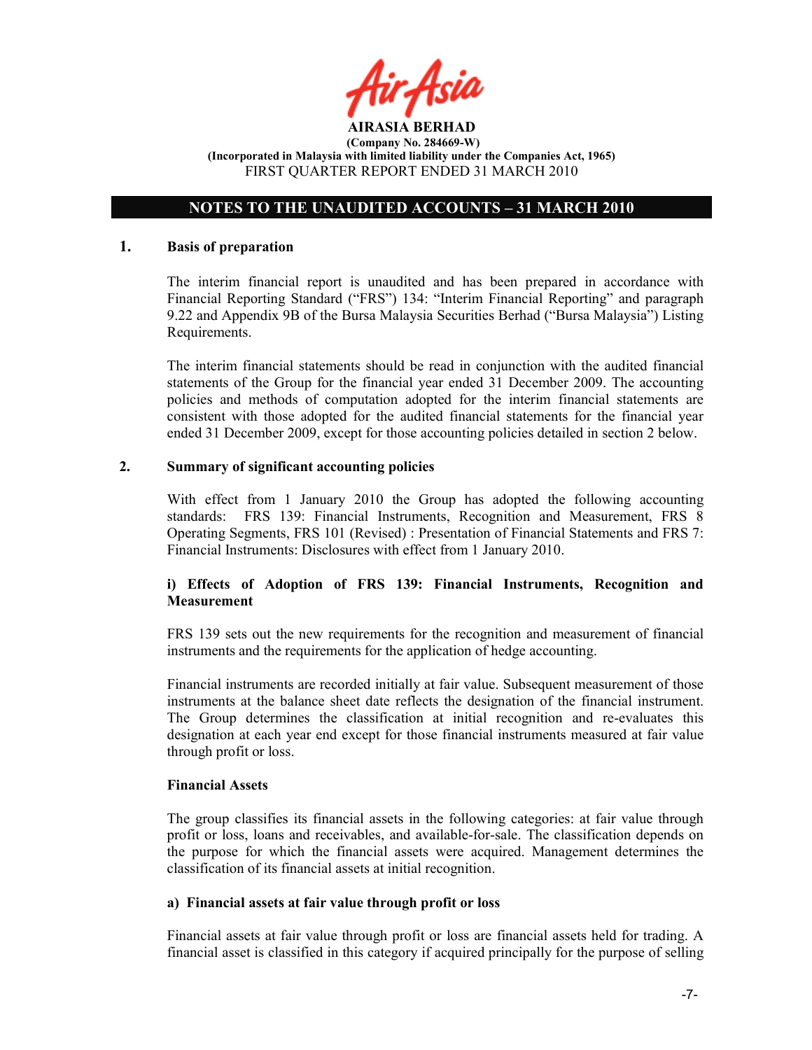**AIRASIA BERHAD**
**(Company No. 284669-W)**
**(Incorporated in Malaysia with limited liability under the Companies Act, 1965)**
FIRST QUARTER REPORT ENDED 31 MARCH 2010

## NOTES TO THE UNAUDITED ACCOUNTS – 31 MARCH 2010

### 1. Basis of preparation

The interim financial report is unaudited and has been prepared in accordance with Financial Reporting Standard ("FRS") 134: "Interim Financial Reporting" and paragraph 9.22 and Appendix 9B of the Bursa Malaysia Securities Berhad ("Bursa Malaysia") Listing Requirements.

The interim financial statements should be read in conjunction with the audited financial statements of the Group for the financial year ended 31 December 2009. The accounting policies and methods of computation adopted for the interim financial statements are consistent with those adopted for the audited financial statements for the financial year ended 31 December 2009, except for those accounting policies detailed in section 2 below.

### 2. Summary of significant accounting policies

With effect from 1 January 2010 the Group has adopted the following accounting standards: FRS 139: Financial Instruments, Recognition and Measurement, FRS 8 Operating Segments, FRS 101 (Revised) : Presentation of Financial Statements and FRS 7: Financial Instruments: Disclosures with effect from 1 January 2010.

**i) Effects of Adoption of FRS 139: Financial Instruments, Recognition and Measurement**

FRS 139 sets out the new requirements for the recognition and measurement of financial instruments and the requirements for the application of hedge accounting.

Financial instruments are recorded initially at fair value. Subsequent measurement of those instruments at the balance sheet date reflects the designation of the financial instrument. The Group determines the classification at initial recognition and re-evaluates this designation at each year end except for those financial instruments measured at fair value through profit or loss.

**Financial Assets**

The group classifies its financial assets in the following categories: at fair value through profit or loss, loans and receivables, and available-for-sale. The classification depends on the purpose for which the financial assets were acquired. Management determines the classification of its financial assets at initial recognition.

**a) Financial assets at fair value through profit or loss**

Financial assets at fair value through profit or loss are financial assets held for trading. A financial asset is classified in this category if acquired principally for the purpose of selling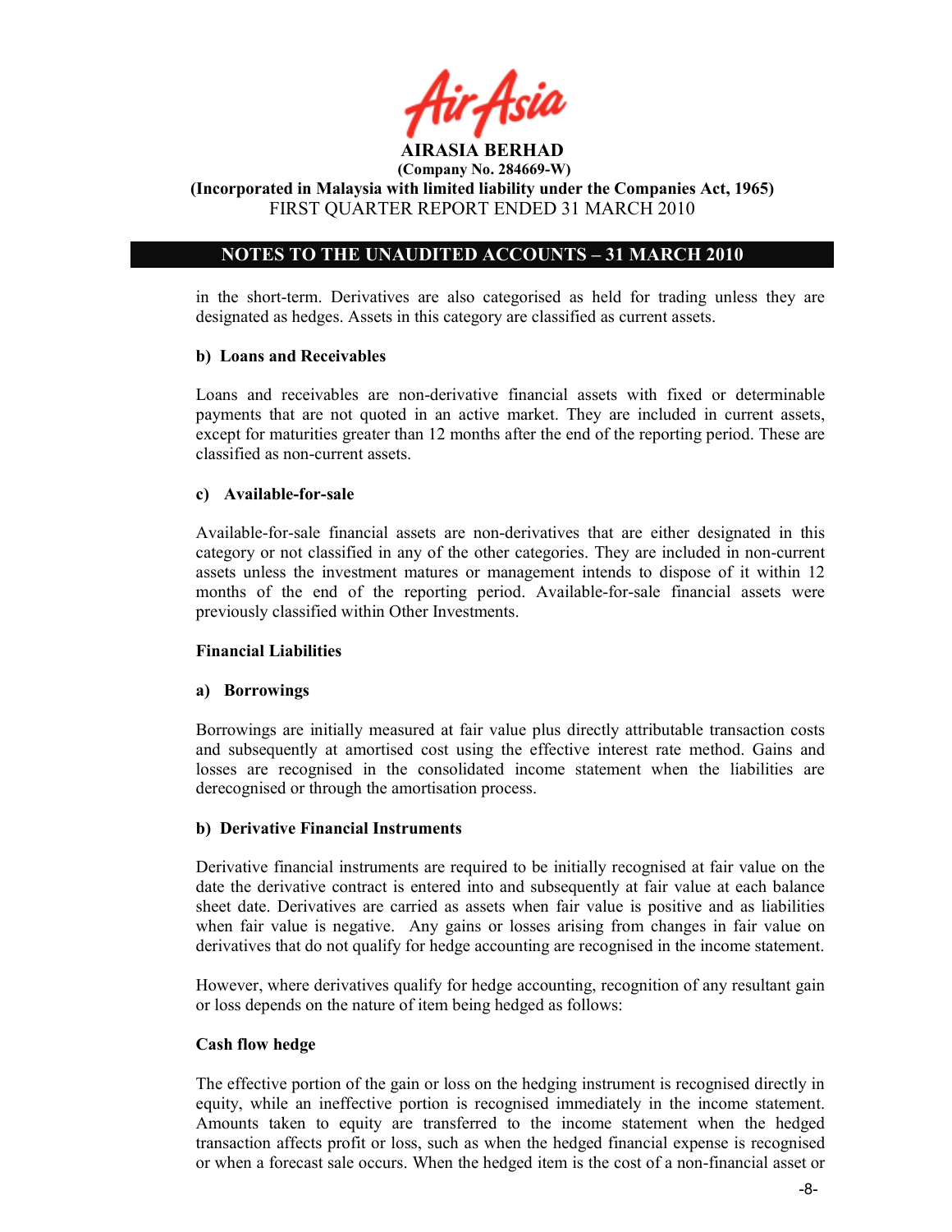in the short-term. Derivatives are also categorised as held for trading unless they are designated as hedges. Assets in this category are classified as current assets.

**b) Loans and Receivables**

Loans and receivables are non-derivative financial assets with fixed or determinable payments that are not quoted in an active market. They are included in current assets, except for maturities greater than 12 months after the end of the reporting period. These are classified as non-current assets.

**c) Available-for-sale**

Available-for-sale financial assets are non-derivatives that are either designated in this category or not classified in any of the other categories. They are included in non-current assets unless the investment matures or management intends to dispose of it within 12 months of the end of the reporting period. Available-for-sale financial assets were previously classified within Other Investments.

**Financial Liabilities**

**a) Borrowings**

Borrowings are initially measured at fair value plus directly attributable transaction costs and subsequently at amortised cost using the effective interest rate method. Gains and losses are recognised in the consolidated income statement when the liabilities are derecognised or through the amortisation process.

**b) Derivative Financial Instruments**

Derivative financial instruments are required to be initially recognised at fair value on the date the derivative contract is entered into and subsequently at fair value at each balance sheet date. Derivatives are carried as assets when fair value is positive and as liabilities when fair value is negative. Any gains or losses arising from changes in fair value on derivatives that do not qualify for hedge accounting are recognised in the income statement.

However, where derivatives qualify for hedge accounting, recognition of any resultant gain or loss depends on the nature of item being hedged as follows:

**Cash flow hedge**

The effective portion of the gain or loss on the hedging instrument is recognised directly in equity, while an ineffective portion is recognised immediately in the income statement. Amounts taken to equity are transferred to the income statement when the hedged transaction affects profit or loss, such as when the hedged financial expense is recognised or when a forecast sale occurs. When the hedged item is the cost of a non-financial asset or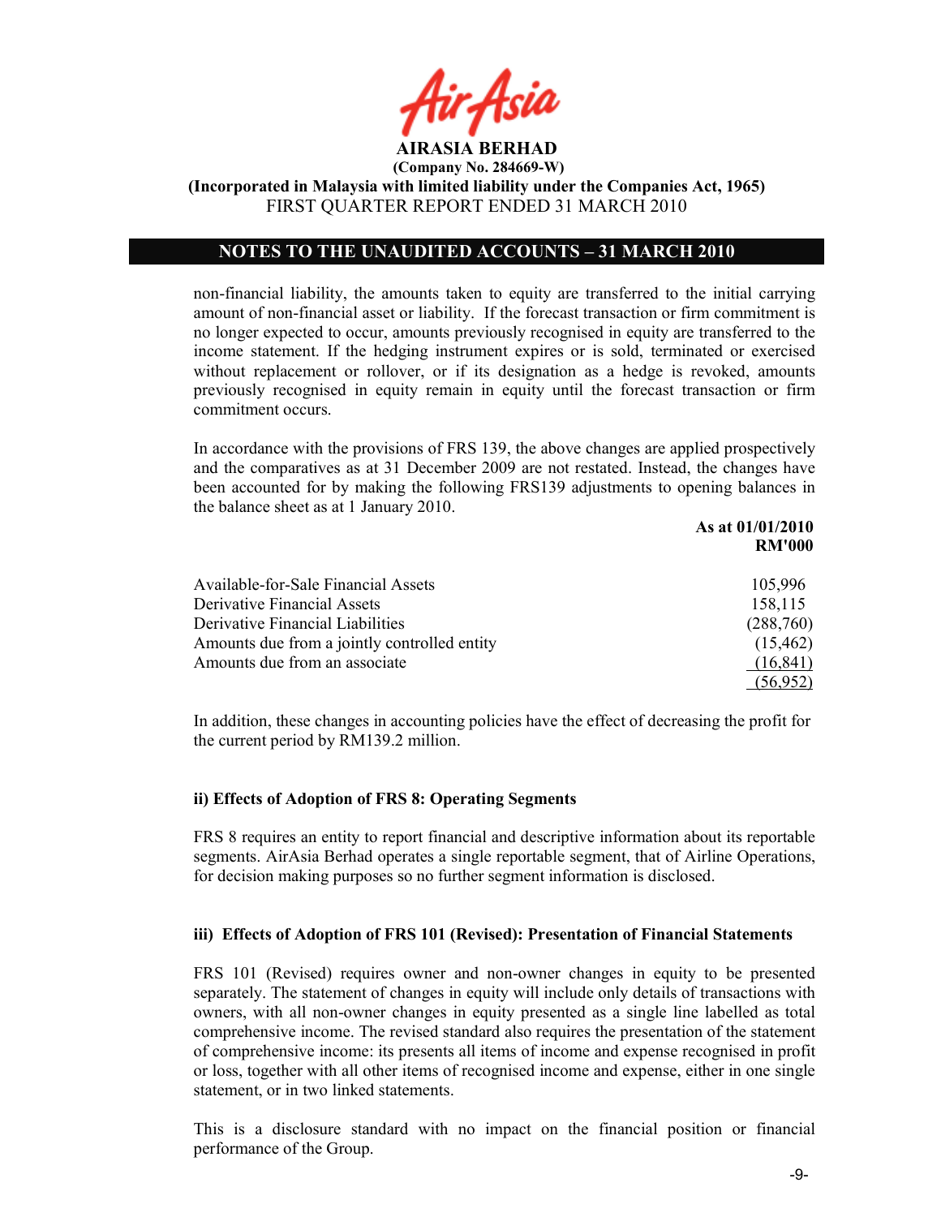## NOTES TO THE UNAUDITED ACCOUNTS – 31 MARCH 2010

non-financial liability, the amounts taken to equity are transferred to the initial carrying amount of non-financial asset or liability. If the forecast transaction or firm commitment is no longer expected to occur, amounts previously recognised in equity are transferred to the income statement. If the hedging instrument expires or is sold, terminated or exercised without replacement or rollover, or if its designation as a hedge is revoked, amounts previously recognised in equity remain in equity until the forecast transaction or firm commitment occurs.

In accordance with the provisions of FRS 139, the above changes are applied prospectively and the comparatives as at 31 December 2009 are not restated. Instead, the changes have been accounted for by making the following FRS139 adjustments to opening balances in the balance sheet as at 1 January 2010.

| | **As at 01/01/2010 RM'000** |
|---|---|
| Available-for-Sale Financial Assets | 105,996 |
| Derivative Financial Assets | 158,115 |
| Derivative Financial Liabilities | (288,760) |
| Amounts due from a jointly controlled entity | (15,462) |
| Amounts due from an associate | (16,841) |
| | (56,952) |

In addition, these changes in accounting policies have the effect of decreasing the profit for the current period by RM139.2 million.

### ii) Effects of Adoption of FRS 8: Operating Segments

FRS 8 requires an entity to report financial and descriptive information about its reportable segments. AirAsia Berhad operates a single reportable segment, that of Airline Operations, for decision making purposes so no further segment information is disclosed.

### iii) Effects of Adoption of FRS 101 (Revised): Presentation of Financial Statements

FRS 101 (Revised) requires owner and non-owner changes in equity to be presented separately. The statement of changes in equity will include only details of transactions with owners, with all non-owner changes in equity presented as a single line labelled as total comprehensive income. The revised standard also requires the presentation of the statement of comprehensive income: its presents all items of income and expense recognised in profit or loss, together with all other items of recognised income and expense, either in one single statement, or in two linked statements.

This is a disclosure standard with no impact on the financial position or financial performance of the Group.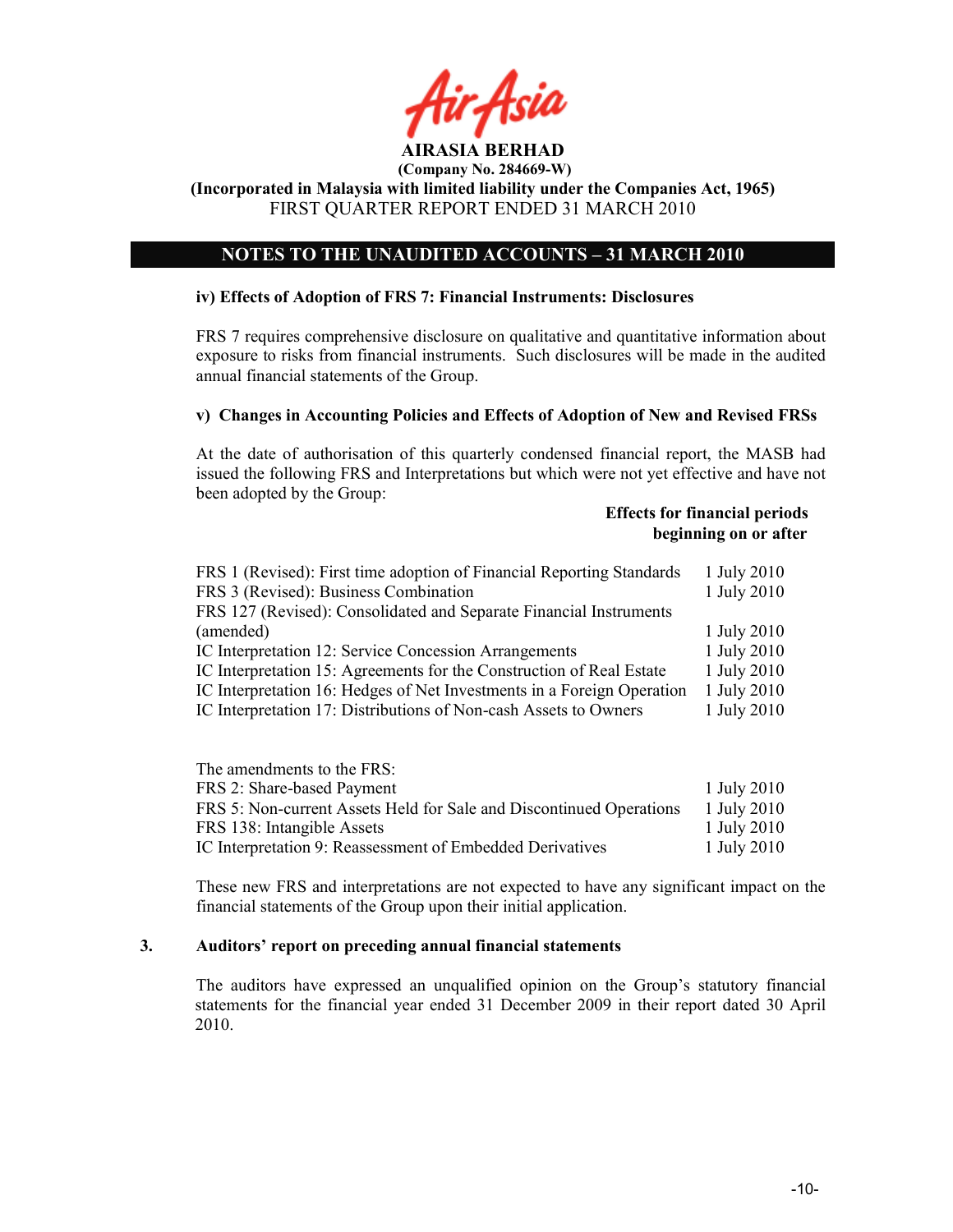**AIRASIA BERHAD**
**(Company No. 284669-W)**
**(Incorporated in Malaysia with limited liability under the Companies Act, 1965)**
FIRST QUARTER REPORT ENDED 31 MARCH 2010

## NOTES TO THE UNAUDITED ACCOUNTS – 31 MARCH 2010

### iv) Effects of Adoption of FRS 7: Financial Instruments: Disclosures

FRS 7 requires comprehensive disclosure on qualitative and quantitative information about exposure to risks from financial instruments. Such disclosures will be made in the audited annual financial statements of the Group.

### v) Changes in Accounting Policies and Effects of Adoption of New and Revised FRSs

At the date of authorisation of this quarterly condensed financial report, the MASB had issued the following FRS and Interpretations but which were not yet effective and have not been adopted by the Group:

| | **Effects for financial periods beginning on or after** |
|---|---|
| FRS 1 (Revised): First time adoption of Financial Reporting Standards | 1 July 2010 |
| FRS 3 (Revised): Business Combination | 1 July 2010 |
| FRS 127 (Revised): Consolidated and Separate Financial Instruments (amended) | 1 July 2010 |
| IC Interpretation 12: Service Concession Arrangements | 1 July 2010 |
| IC Interpretation 15: Agreements for the Construction of Real Estate | 1 July 2010 |
| IC Interpretation 16: Hedges of Net Investments in a Foreign Operation | 1 July 2010 |
| IC Interpretation 17: Distributions of Non-cash Assets to Owners | 1 July 2010 |

The amendments to the FRS:

| | |
|---|---|
| FRS 2: Share-based Payment | 1 July 2010 |
| FRS 5: Non-current Assets Held for Sale and Discontinued Operations | 1 July 2010 |
| FRS 138: Intangible Assets | 1 July 2010 |
| IC Interpretation 9: Reassessment of Embedded Derivatives | 1 July 2010 |

These new FRS and interpretations are not expected to have any significant impact on the financial statements of the Group upon their initial application.

### 3. Auditors' report on preceding annual financial statements

The auditors have expressed an unqualified opinion on the Group's statutory financial statements for the financial year ended 31 December 2009 in their report dated 30 April 2010.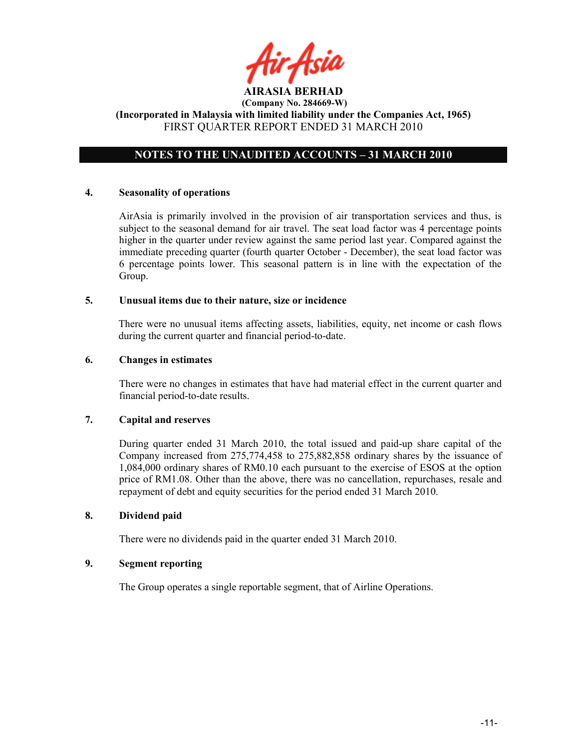AIRASIA BERHAD
(Company No. 284669-W)
(Incorporated in Malaysia with limited liability under the Companies Act, 1965)
FIRST QUARTER REPORT ENDED 31 MARCH 2010

## NOTES TO THE UNAUDITED ACCOUNTS – 31 MARCH 2010

### 4. Seasonality of operations

AirAsia is primarily involved in the provision of air transportation services and thus, is subject to the seasonal demand for air travel. The seat load factor was 4 percentage points higher in the quarter under review against the same period last year. Compared against the immediate preceding quarter (fourth quarter October - December), the seat load factor was 6 percentage points lower. This seasonal pattern is in line with the expectation of the Group.

### 5. Unusual items due to their nature, size or incidence

There were no unusual items affecting assets, liabilities, equity, net income or cash flows during the current quarter and financial period-to-date.

### 6. Changes in estimates

There were no changes in estimates that have had material effect in the current quarter and financial period-to-date results.

### 7. Capital and reserves

During quarter ended 31 March 2010, the total issued and paid-up share capital of the Company increased from 275,774,458 to 275,882,858 ordinary shares by the issuance of 1,084,000 ordinary shares of RM0.10 each pursuant to the exercise of ESOS at the option price of RM1.08. Other than the above, there was no cancellation, repurchases, resale and repayment of debt and equity securities for the period ended 31 March 2010.

### 8. Dividend paid

There were no dividends paid in the quarter ended 31 March 2010.

### 9. Segment reporting

The Group operates a single reportable segment, that of Airline Operations.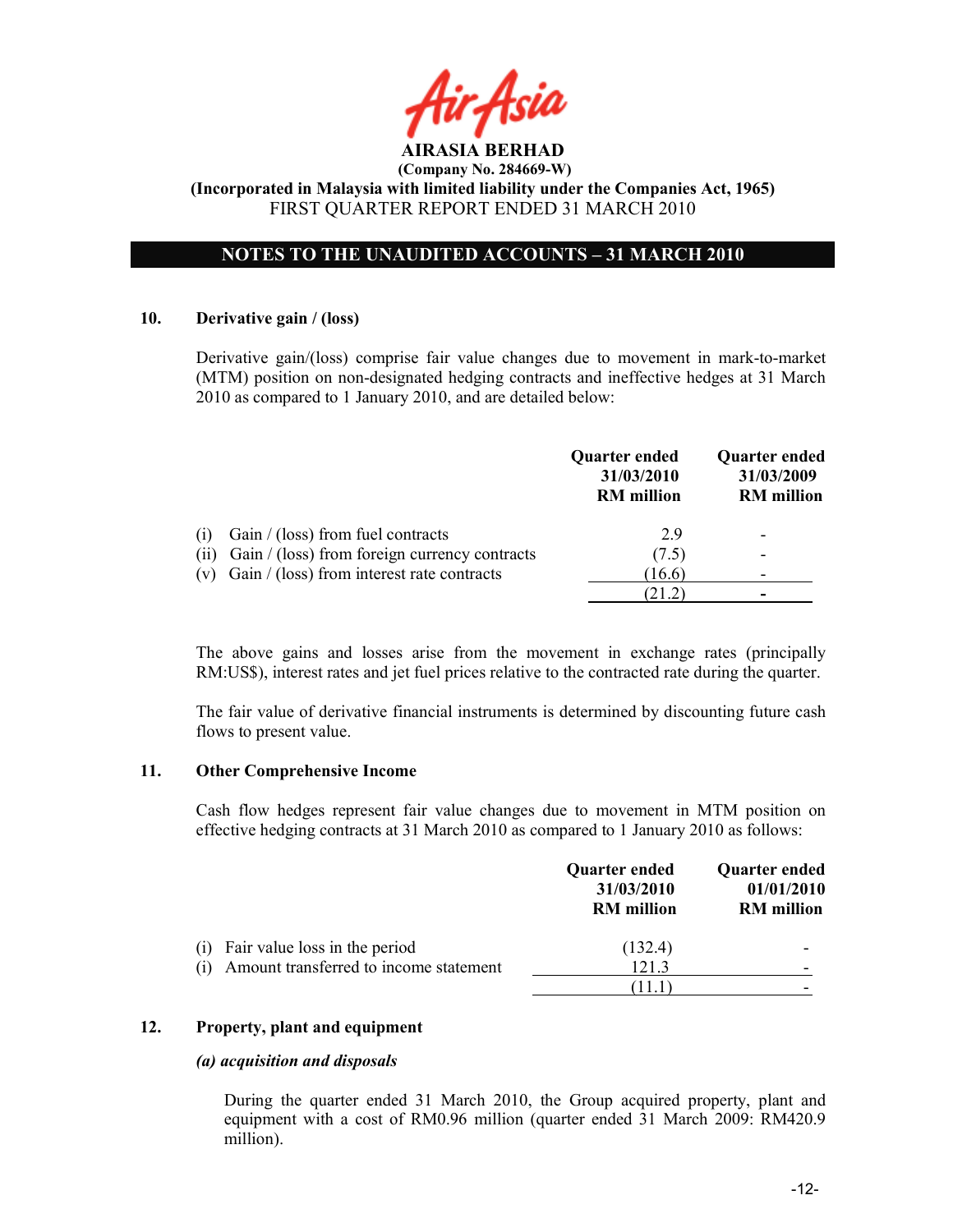**AIRASIA BERHAD**
**(Company No. 284669-W)**
**(Incorporated in Malaysia with limited liability under the Companies Act, 1965)**
FIRST QUARTER REPORT ENDED 31 MARCH 2010

## NOTES TO THE UNAUDITED ACCOUNTS – 31 MARCH 2010

### 10. Derivative gain / (loss)

Derivative gain/(loss) comprise fair value changes due to movement in mark-to-market (MTM) position on non-designated hedging contracts and ineffective hedges at 31 March 2010 as compared to 1 January 2010, and are detailed below:

| | Quarter ended 31/03/2010 RM million | Quarter ended 31/03/2009 RM million |
|---|---|---|
| (i) Gain / (loss) from fuel contracts | 2.9 | - |
| (ii) Gain / (loss) from foreign currency contracts | (7.5) | - |
| (v) Gain / (loss) from interest rate contracts | (16.6) | - |
| | (21.2) | - |

The above gains and losses arise from the movement in exchange rates (principally RM:US$), interest rates and jet fuel prices relative to the contracted rate during the quarter.

The fair value of derivative financial instruments is determined by discounting future cash flows to present value.

### 11. Other Comprehensive Income

Cash flow hedges represent fair value changes due to movement in MTM position on effective hedging contracts at 31 March 2010 as compared to 1 January 2010 as follows:

| | Quarter ended 31/03/2010 RM million | Quarter ended 01/01/2010 RM million |
|---|---|---|
| (i) Fair value loss in the period | (132.4) | - |
| (i) Amount transferred to income statement | 121.3 | - |
| | (11.1) | - |

### 12. Property, plant and equipment

***(a) acquisition and disposals***

During the quarter ended 31 March 2010, the Group acquired property, plant and equipment with a cost of RM0.96 million (quarter ended 31 March 2009: RM420.9 million).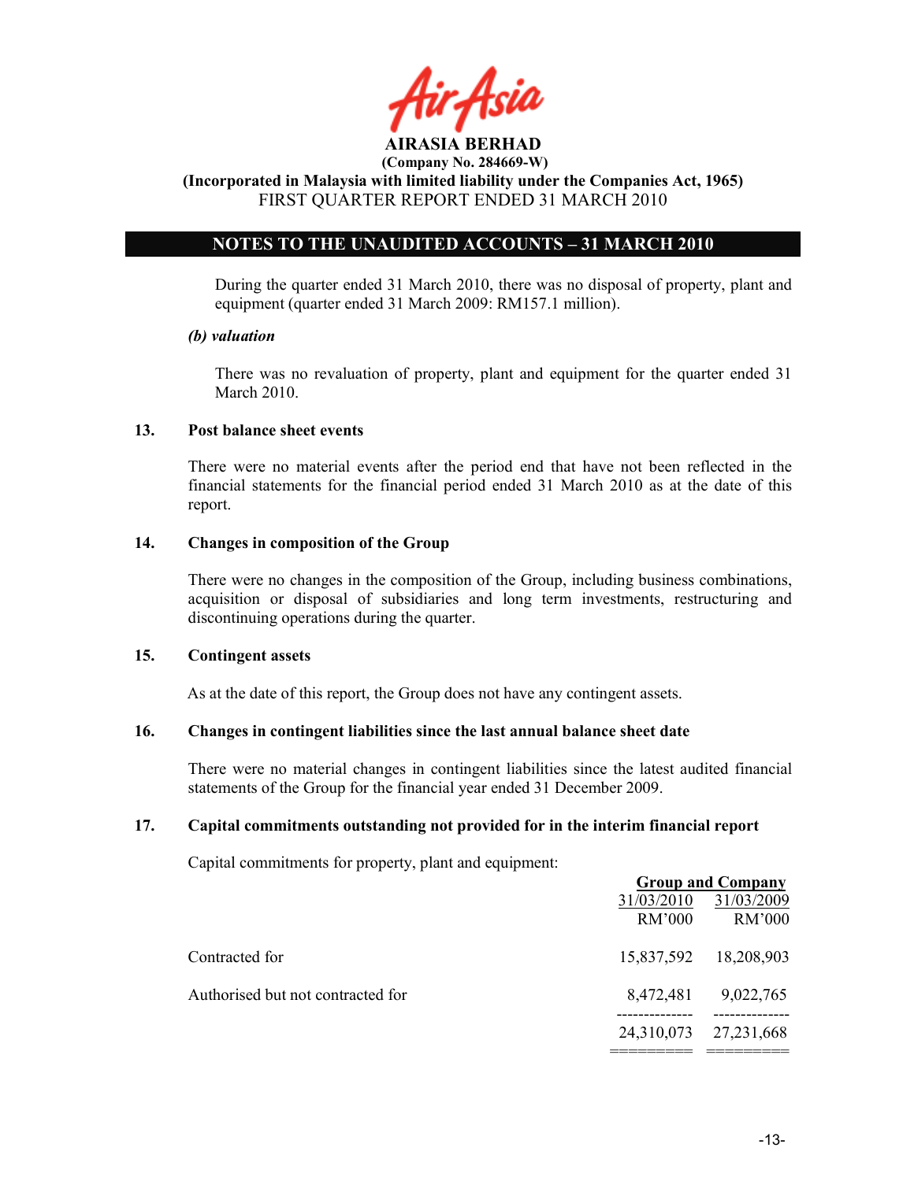**AIRASIA BERHAD**
**(Company No. 284669-W)**
**(Incorporated in Malaysia with limited liability under the Companies Act, 1965)**
FIRST QUARTER REPORT ENDED 31 MARCH 2010

## NOTES TO THE UNAUDITED ACCOUNTS – 31 MARCH 2010

During the quarter ended 31 March 2010, there was no disposal of property, plant and equipment (quarter ended 31 March 2009: RM157.1 million).

***(b) valuation***

There was no revaluation of property, plant and equipment for the quarter ended 31 March 2010.

### 13. Post balance sheet events

There were no material events after the period end that have not been reflected in the financial statements for the financial period ended 31 March 2010 as at the date of this report.

### 14. Changes in composition of the Group

There were no changes in the composition of the Group, including business combinations, acquisition or disposal of subsidiaries and long term investments, restructuring and discontinuing operations during the quarter.

### 15. Contingent assets

As at the date of this report, the Group does not have any contingent assets.

### 16. Changes in contingent liabilities since the last annual balance sheet date

There were no material changes in contingent liabilities since the latest audited financial statements of the Group for the financial year ended 31 December 2009.

### 17. Capital commitments outstanding not provided for in the interim financial report

Capital commitments for property, plant and equipment:

| | Group and Company | |
|---|---|---|
| | 31/03/2010 | 31/03/2009 |
| | RM'000 | RM'000 |
| Contracted for | 15,837,592 | 18,208,903 |
| Authorised but not contracted for | 8,472,481 | 9,022,765 |
| | 24,310,073 | 27,231,668 |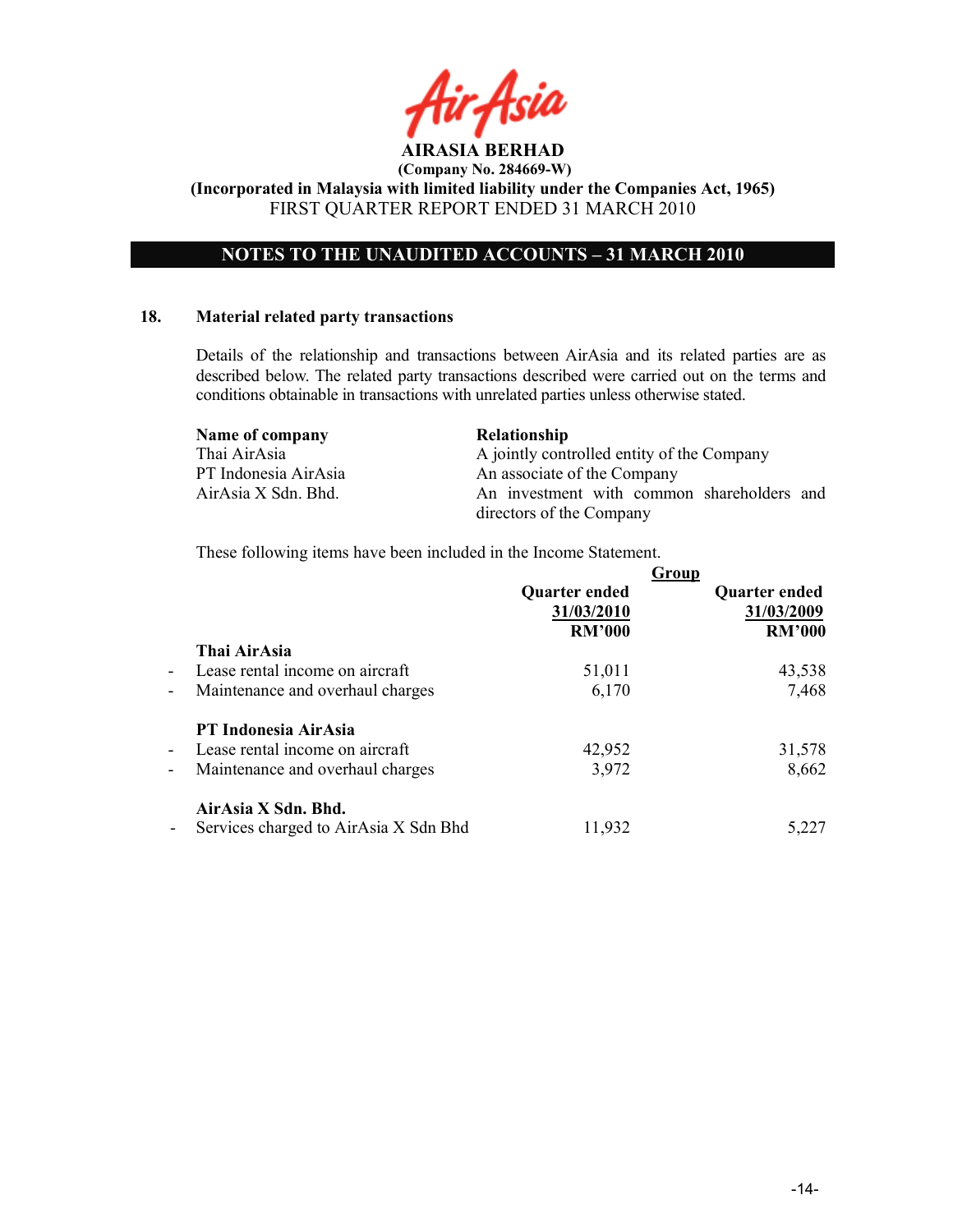**AIRASIA BERHAD**
**(Company No. 284669-W)**
**(Incorporated in Malaysia with limited liability under the Companies Act, 1965)**
FIRST QUARTER REPORT ENDED 31 MARCH 2010

## NOTES TO THE UNAUDITED ACCOUNTS – 31 MARCH 2010

### 18. Material related party transactions

Details of the relationship and transactions between AirAsia and its related parties are as described below. The related party transactions described were carried out on the terms and conditions obtainable in transactions with unrelated parties unless otherwise stated.

| Name of company | Relationship |
|---|---|
| Thai AirAsia | A jointly controlled entity of the Company |
| PT Indonesia AirAsia | An associate of the Company |
| AirAsia X Sdn. Bhd. | An investment with common shareholders and directors of the Company |

These following items have been included in the Income Statement.

| | Group | |
|---|---|---|
| | Quarter ended 31/03/2010 RM'000 | Quarter ended 31/03/2009 RM'000 |
| **Thai AirAsia** | | |
| - Lease rental income on aircraft | 51,011 | 43,538 |
| - Maintenance and overhaul charges | 6,170 | 7,468 |
| **PT Indonesia AirAsia** | | |
| - Lease rental income on aircraft | 42,952 | 31,578 |
| - Maintenance and overhaul charges | 3,972 | 8,662 |
| **AirAsia X Sdn. Bhd.** | | |
| - Services charged to AirAsia X Sdn Bhd | 11,932 | 5,227 |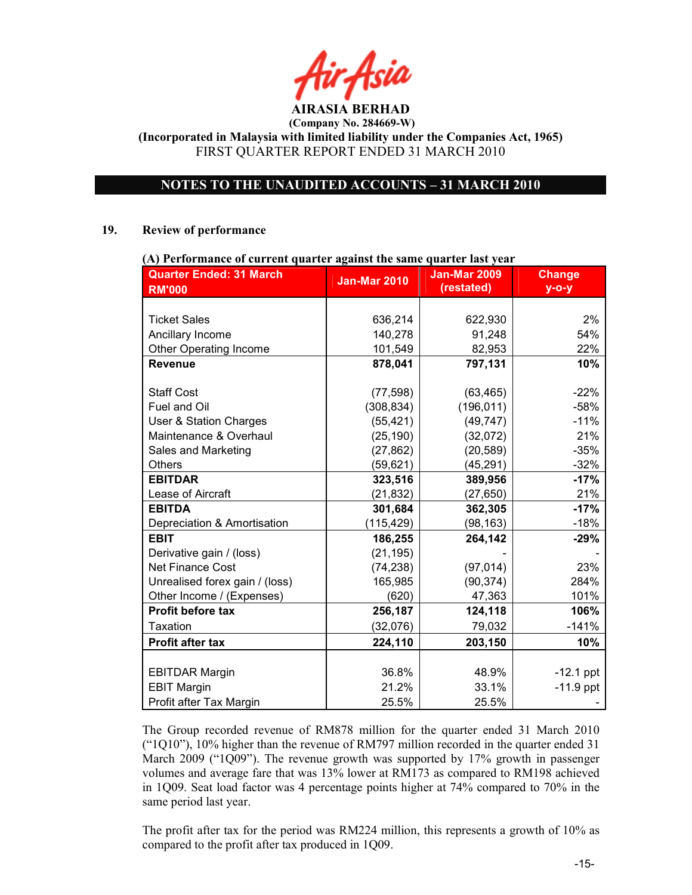AirAsia

**AIRASIA BERHAD**

**(Company No. 284669-W)**

**(Incorporated in Malaysia with limited liability under the Companies Act, 1965)**

FIRST QUARTER REPORT ENDED 31 MARCH 2010

## NOTES TO THE UNAUDITED ACCOUNTS – 31 MARCH 2010

### 19. Review of performance

**(A) Performance of current quarter against the same quarter last year**

| Quarter Ended: 31 March RM'000 | Jan-Mar 2010 | Jan-Mar 2009 (restated) | Change y-o-y |
|---|---|---|---|
| Ticket Sales | 636,214 | 622,930 | 2% |
| Ancillary Income | 140,278 | 91,248 | 54% |
| Other Operating Income | 101,549 | 82,953 | 22% |
| **Revenue** | **878,041** | **797,131** | **10%** |
| Staff Cost | (77,598) | (63,465) | -22% |
| Fuel and Oil | (308,834) | (196,011) | -58% |
| User & Station Charges | (55,421) | (49,747) | -11% |
| Maintenance & Overhaul | (25,190) | (32,072) | 21% |
| Sales and Marketing | (27,862) | (20,589) | -35% |
| Others | (59,621) | (45,291) | -32% |
| **EBITDAR** | **323,516** | **389,956** | **-17%** |
| Lease of Aircraft | (21,832) | (27,650) | 21% |
| **EBITDA** | **301,684** | **362,305** | **-17%** |
| Depreciation & Amortisation | (115,429) | (98,163) | -18% |
| **EBIT** | **186,255** | **264,142** | **-29%** |
| Derivative gain / (loss) | (21,195) | - | - |
| Net Finance Cost | (74,238) | (97,014) | 23% |
| Unrealised forex gain / (loss) | 165,985 | (90,374) | 284% |
| Other Income / (Expenses) | (620) | 47,363 | 101% |
| **Profit before tax** | **256,187** | **124,118** | **106%** |
| Taxation | (32,076) | 79,032 | -141% |
| **Profit after tax** | **224,110** | **203,150** | **10%** |
| EBITDAR Margin | 36.8% | 48.9% | -12.1 ppt |
| EBIT Margin | 21.2% | 33.1% | -11.9 ppt |
| Profit after Tax Margin | 25.5% | 25.5% | - |

The Group recorded revenue of RM878 million for the quarter ended 31 March 2010 ("1Q10"), 10% higher than the revenue of RM797 million recorded in the quarter ended 31 March 2009 ("1Q09"). The revenue growth was supported by 17% growth in passenger volumes and average fare that was 13% lower at RM173 as compared to RM198 achieved in 1Q09. Seat load factor was 4 percentage points higher at 74% compared to 70% in the same period last year.

The profit after tax for the period was RM224 million, this represents a growth of 10% as compared to the profit after tax produced in 1Q09.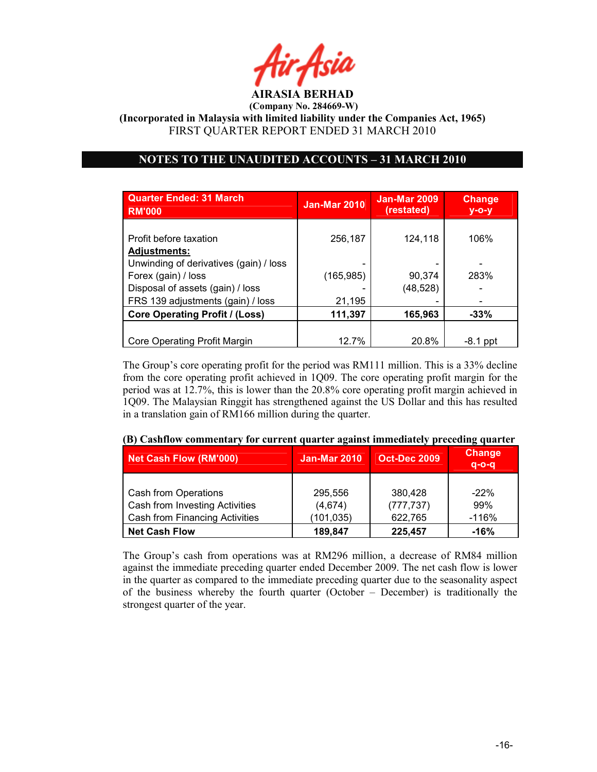# AIRASIA BERHAD

**(Company No. 284669-W)**

**(Incorporated in Malaysia with limited liability under the Companies Act, 1965)**

FIRST QUARTER REPORT ENDED 31 MARCH 2010

## NOTES TO THE UNAUDITED ACCOUNTS – 31 MARCH 2010

| Quarter Ended: 31 March RM'000 | Jan-Mar 2010 | Jan-Mar 2009 (restated) | Change y-o-y |
|---|---|---|---|
| Profit before taxation | 256,187 | 124,118 | 106% |
| **Adjustments:** | | | |
| Unwinding of derivatives (gain) / loss | - | - | - |
| Forex (gain) / loss | (165,985) | 90,374 | 283% |
| Disposal of assets (gain) / loss | - | (48,528) | - |
| FRS 139 adjustments (gain) / loss | 21,195 | - | - |
| **Core Operating Profit / (Loss)** | **111,397** | **165,963** | **-33%** |
| Core Operating Profit Margin | 12.7% | 20.8% | -8.1 ppt |

The Group's core operating profit for the period was RM111 million. This is a 33% decline from the core operating profit achieved in 1Q09. The core operating profit margin for the period was at 12.7%, this is lower than the 20.8% core operating profit margin achieved in 1Q09. The Malaysian Ringgit has strengthened against the US Dollar and this has resulted in a translation gain of RM166 million during the quarter.

**(B) Cashflow commentary for current quarter against immediately preceding quarter**

| Net Cash Flow (RM'000) | Jan-Mar 2010 | Oct-Dec 2009 | Change q-o-q |
|---|---|---|---|
| Cash from Operations | 295,556 | 380,428 | -22% |
| Cash from Investing Activities | (4,674) | (777,737) | 99% |
| Cash from Financing Activities | (101,035) | 622,765 | -116% |
| **Net Cash Flow** | **189,847** | **225,457** | **-16%** |

The Group's cash from operations was at RM296 million, a decrease of RM84 million against the immediate preceding quarter ended December 2009. The net cash flow is lower in the quarter as compared to the immediate preceding quarter due to the seasonality aspect of the business whereby the fourth quarter (October – December) is traditionally the strongest quarter of the year.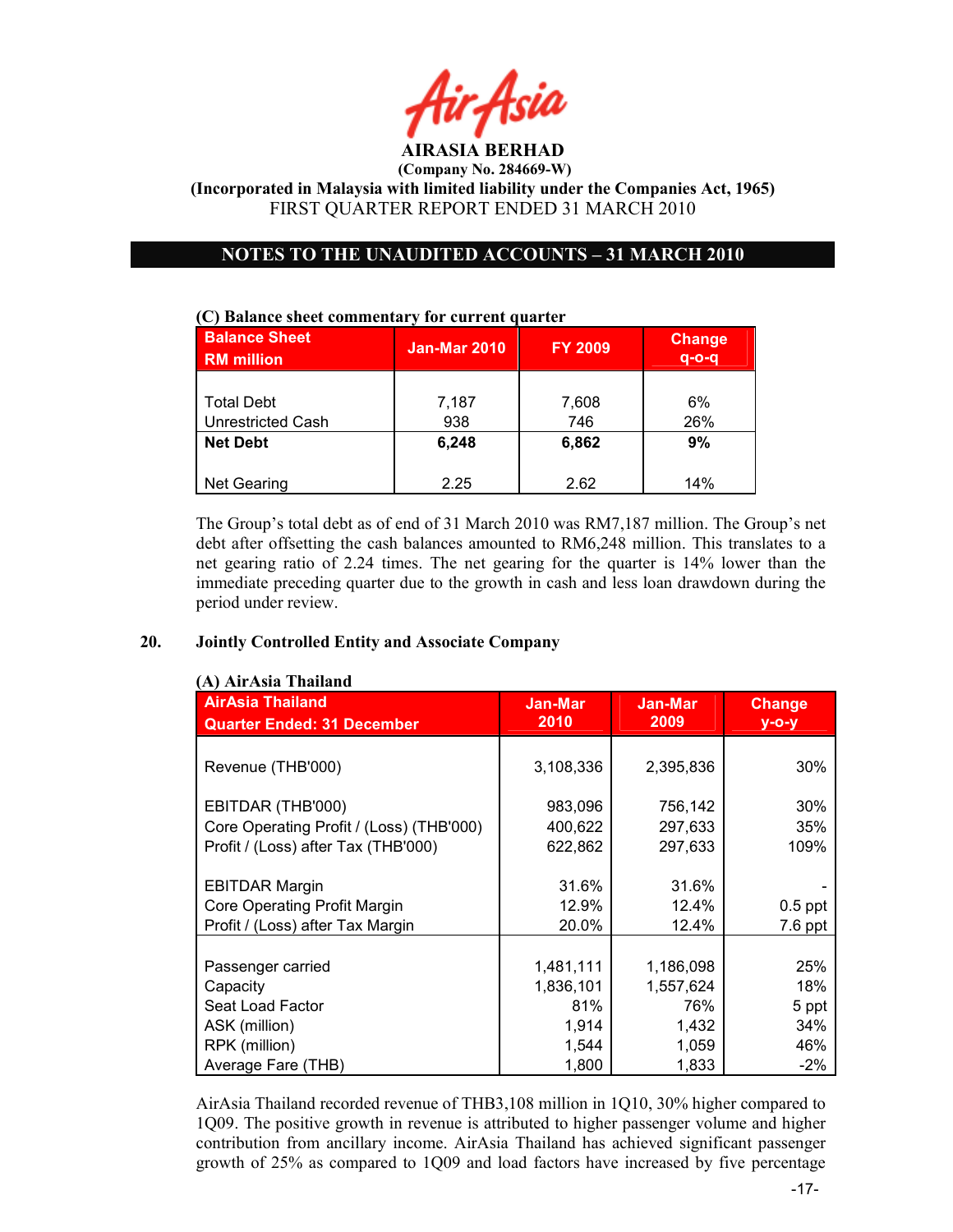# AIRASIA BERHAD

**(Company No. 284669-W)**

**(Incorporated in Malaysia with limited liability under the Companies Act, 1965)**

FIRST QUARTER REPORT ENDED 31 MARCH 2010

## NOTES TO THE UNAUDITED ACCOUNTS – 31 MARCH 2010

**(C) Balance sheet commentary for current quarter**

| Balance Sheet RM million | Jan-Mar 2010 | FY 2009 | Change q-o-q |
|---|---|---|---|
| Total Debt | 7,187 | 7,608 | 6% |
| Unrestricted Cash | 938 | 746 | 26% |
| **Net Debt** | **6,248** | **6,862** | **9%** |
| Net Gearing | 2.25 | 2.62 | 14% |

The Group's total debt as of end of 31 March 2010 was RM7,187 million. The Group's net debt after offsetting the cash balances amounted to RM6,248 million. This translates to a net gearing ratio of 2.24 times. The net gearing for the quarter is 14% lower than the immediate preceding quarter due to the growth in cash and less loan drawdown during the period under review.

### 20. Jointly Controlled Entity and Associate Company

**(A) AirAsia Thailand**

| AirAsia Thailand Quarter Ended: 31 December | Jan-Mar 2010 | Jan-Mar 2009 | Change y-o-y |
|---|---|---|---|
| Revenue (THB'000) | 3,108,336 | 2,395,836 | 30% |
| EBITDAR (THB'000) | 983,096 | 756,142 | 30% |
| Core Operating Profit / (Loss) (THB'000) | 400,622 | 297,633 | 35% |
| Profit / (Loss) after Tax (THB'000) | 622,862 | 297,633 | 109% |
| EBITDAR Margin | 31.6% | 31.6% | - |
| Core Operating Profit Margin | 12.9% | 12.4% | 0.5 ppt |
| Profit / (Loss) after Tax Margin | 20.0% | 12.4% | 7.6 ppt |
| Passenger carried | 1,481,111 | 1,186,098 | 25% |
| Capacity | 1,836,101 | 1,557,624 | 18% |
| Seat Load Factor | 81% | 76% | 5 ppt |
| ASK (million) | 1,914 | 1,432 | 34% |
| RPK (million) | 1,544 | 1,059 | 46% |
| Average Fare (THB) | 1,800 | 1,833 | -2% |

AirAsia Thailand recorded revenue of THB3,108 million in 1Q10, 30% higher compared to 1Q09. The positive growth in revenue is attributed to higher passenger volume and higher contribution from ancillary income. AirAsia Thailand has achieved significant passenger growth of 25% as compared to 1Q09 and load factors have increased by five percentage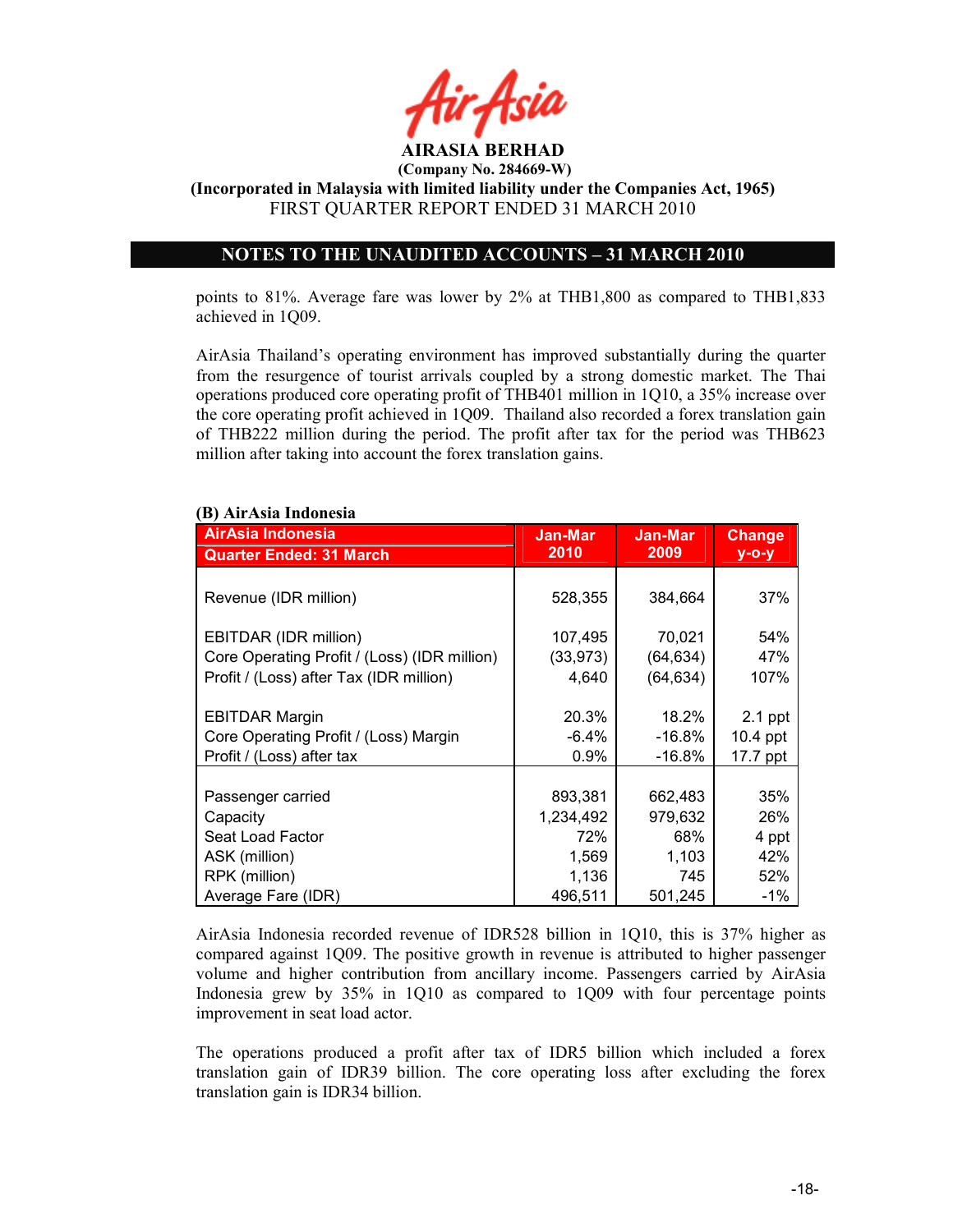points to 81%. Average fare was lower by 2% at THB1,800 as compared to THB1,833 achieved in 1Q09.

AirAsia Thailand's operating environment has improved substantially during the quarter from the resurgence of tourist arrivals coupled by a strong domestic market. The Thai operations produced core operating profit of THB401 million in 1Q10, a 35% increase over the core operating profit achieved in 1Q09. Thailand also recorded a forex translation gain of THB222 million during the period. The profit after tax for the period was THB623 million after taking into account the forex translation gains.

**(B) AirAsia Indonesia**

| AirAsia Indonesia<br>Quarter Ended: 31 March | Jan-Mar 2010 | Jan-Mar 2009 | Change y-o-y |
|---|---|---|---|
| Revenue (IDR million) | 528,355 | 384,664 | 37% |
| EBITDAR (IDR million) | 107,495 | 70,021 | 54% |
| Core Operating Profit / (Loss) (IDR million) | (33,973) | (64,634) | 47% |
| Profit / (Loss) after Tax (IDR million) | 4,640 | (64,634) | 107% |
| EBITDAR Margin | 20.3% | 18.2% | 2.1 ppt |
| Core Operating Profit / (Loss) Margin | -6.4% | -16.8% | 10.4 ppt |
| Profit / (Loss) after tax | 0.9% | -16.8% | 17.7 ppt |
| Passenger carried | 893,381 | 662,483 | 35% |
| Capacity | 1,234,492 | 979,632 | 26% |
| Seat Load Factor | 72% | 68% | 4 ppt |
| ASK (million) | 1,569 | 1,103 | 42% |
| RPK (million) | 1,136 | 745 | 52% |
| Average Fare (IDR) | 496,511 | 501,245 | -1% |

AirAsia Indonesia recorded revenue of IDR528 billion in 1Q10, this is 37% higher as compared against 1Q09. The positive growth in revenue is attributed to higher passenger volume and higher contribution from ancillary income. Passengers carried by AirAsia Indonesia grew by 35% in 1Q10 as compared to 1Q09 with four percentage points improvement in seat load actor.

The operations produced a profit after tax of IDR5 billion which included a forex translation gain of IDR39 billion. The core operating loss after excluding the forex translation gain is IDR34 billion.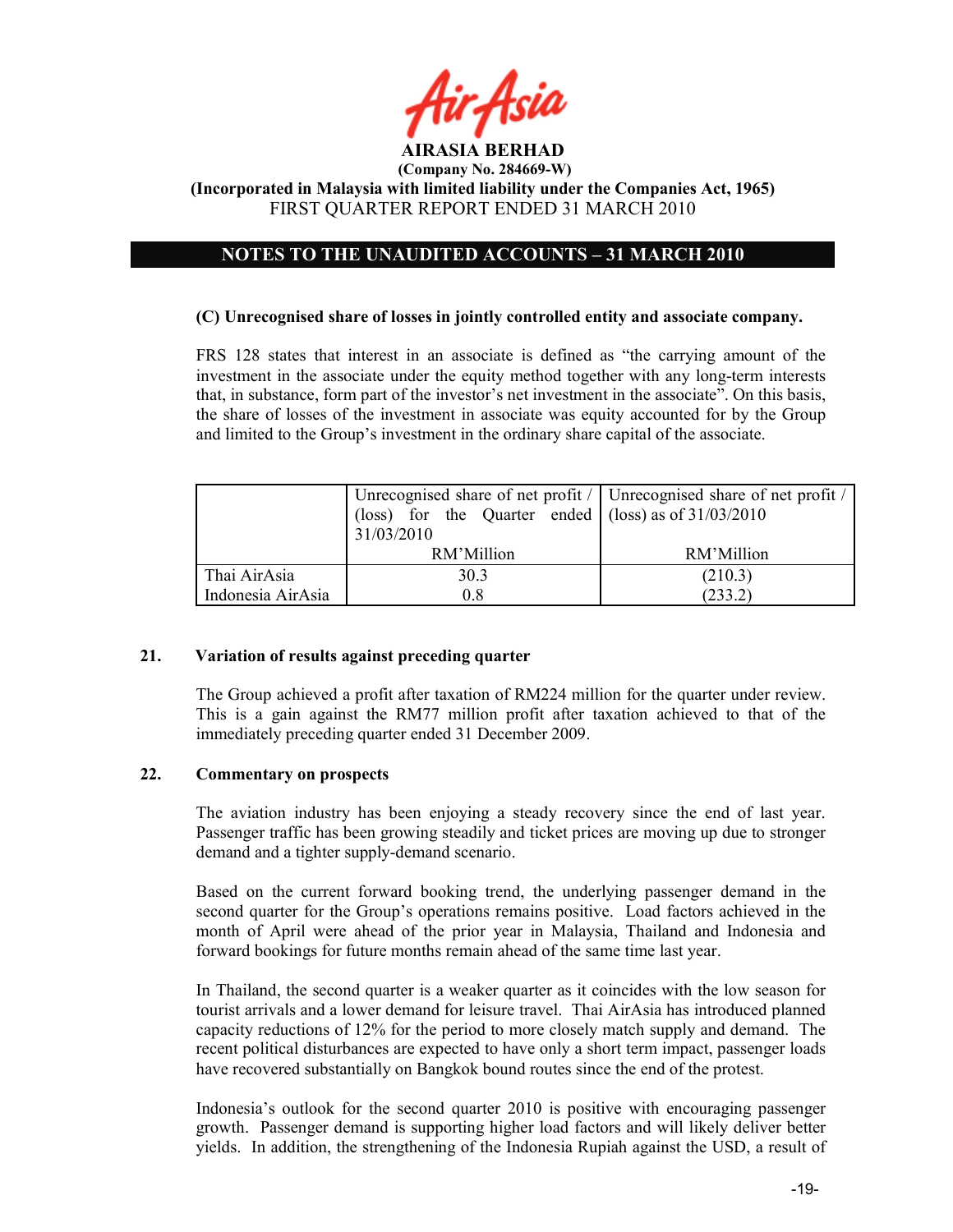**AIRASIA BERHAD**
**(Company No. 284669-W)**
**(Incorporated in Malaysia with limited liability under the Companies Act, 1965)**
FIRST QUARTER REPORT ENDED 31 MARCH 2010

## NOTES TO THE UNAUDITED ACCOUNTS – 31 MARCH 2010

### (C) Unrecognised share of losses in jointly controlled entity and associate company.

FRS 128 states that interest in an associate is defined as "the carrying amount of the investment in the associate under the equity method together with any long-term interests that, in substance, form part of the investor's net investment in the associate". On this basis, the share of losses of the investment in associate was equity accounted for by the Group and limited to the Group's investment in the ordinary share capital of the associate.

| | Unrecognised share of net profit / (loss) for the Quarter ended 31/03/2010 | Unrecognised share of net profit / (loss) as of 31/03/2010 |
|---|---|---|
| | RM'Million | RM'Million |
| Thai AirAsia | 30.3 | (210.3) |
| Indonesia AirAsia | 0.8 | (233.2) |

### 21. Variation of results against preceding quarter

The Group achieved a profit after taxation of RM224 million for the quarter under review. This is a gain against the RM77 million profit after taxation achieved to that of the immediately preceding quarter ended 31 December 2009.

### 22. Commentary on prospects

The aviation industry has been enjoying a steady recovery since the end of last year. Passenger traffic has been growing steadily and ticket prices are moving up due to stronger demand and a tighter supply-demand scenario.

Based on the current forward booking trend, the underlying passenger demand in the second quarter for the Group's operations remains positive. Load factors achieved in the month of April were ahead of the prior year in Malaysia, Thailand and Indonesia and forward bookings for future months remain ahead of the same time last year.

In Thailand, the second quarter is a weaker quarter as it coincides with the low season for tourist arrivals and a lower demand for leisure travel. Thai AirAsia has introduced planned capacity reductions of 12% for the period to more closely match supply and demand. The recent political disturbances are expected to have only a short term impact, passenger loads have recovered substantially on Bangkok bound routes since the end of the protest.

Indonesia's outlook for the second quarter 2010 is positive with encouraging passenger growth. Passenger demand is supporting higher load factors and will likely deliver better yields. In addition, the strengthening of the Indonesia Rupiah against the USD, a result of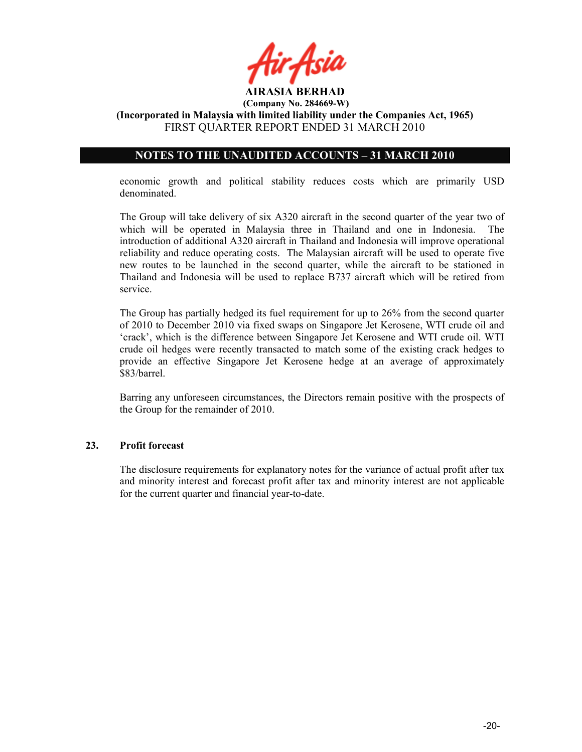economic growth and political stability reduces costs which are primarily USD denominated.

The Group will take delivery of six A320 aircraft in the second quarter of the year two of which will be operated in Malaysia three in Thailand and one in Indonesia. The introduction of additional A320 aircraft in Thailand and Indonesia will improve operational reliability and reduce operating costs. The Malaysian aircraft will be used to operate five new routes to be launched in the second quarter, while the aircraft to be stationed in Thailand and Indonesia will be used to replace B737 aircraft which will be retired from service.

The Group has partially hedged its fuel requirement for up to 26% from the second quarter of 2010 to December 2010 via fixed swaps on Singapore Jet Kerosene, WTI crude oil and 'crack', which is the difference between Singapore Jet Kerosene and WTI crude oil. WTI crude oil hedges were recently transacted to match some of the existing crack hedges to provide an effective Singapore Jet Kerosene hedge at an average of approximately $83/barrel.

Barring any unforeseen circumstances, the Directors remain positive with the prospects of the Group for the remainder of 2010.

## 23. Profit forecast

The disclosure requirements for explanatory notes for the variance of actual profit after tax and minority interest and forecast profit after tax and minority interest are not applicable for the current quarter and financial year-to-date.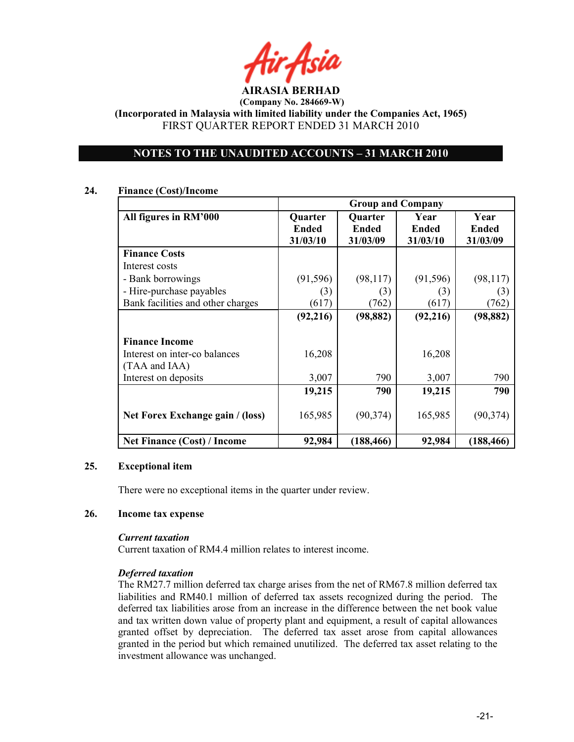**AIRASIA BERHAD**
**(Company No. 284669-W)**
**(Incorporated in Malaysia with limited liability under the Companies Act, 1965)**
FIRST QUARTER REPORT ENDED 31 MARCH 2010

## NOTES TO THE UNAUDITED ACCOUNTS – 31 MARCH 2010

### 24. Finance (Cost)/Income

| | Group and Company | | | |
|---|---|---|---|---|
| **All figures in RM'000** | **Quarter Ended 31/03/10** | **Quarter Ended 31/03/09** | **Year Ended 31/03/10** | **Year Ended 31/03/09** |
| **Finance Costs** | | | | |
| Interest costs | | | | |
| - Bank borrowings | (91,596) | (98,117) | (91,596) | (98,117) |
| - Hire-purchase payables | (3) | (3) | (3) | (3) |
| Bank facilities and other charges | (617) | (762) | (617) | (762) |
| | **(92,216)** | **(98,882)** | **(92,216)** | **(98,882)** |
| **Finance Income** | | | | |
| Interest on inter-co balances (TAA and IAA) | 16,208 | | 16,208 | |
| Interest on deposits | 3,007 | 790 | 3,007 | 790 |
| | **19,215** | **790** | **19,215** | **790** |
| **Net Forex Exchange gain / (loss)** | 165,985 | (90,374) | 165,985 | (90,374) |
| **Net Finance (Cost) / Income** | **92,984** | **(188,466)** | **92,984** | **(188,466)** |

### 25. Exceptional item

There were no exceptional items in the quarter under review.

### 26. Income tax expense

***Current taxation***
Current taxation of RM4.4 million relates to interest income.

***Deferred taxation***
The RM27.7 million deferred tax charge arises from the net of RM67.8 million deferred tax liabilities and RM40.1 million of deferred tax assets recognized during the period. The deferred tax liabilities arose from an increase in the difference between the net book value and tax written down value of property plant and equipment, a result of capital allowances granted offset by depreciation. The deferred tax asset arose from capital allowances granted in the period but which remained unutilized. The deferred tax asset relating to the investment allowance was unchanged.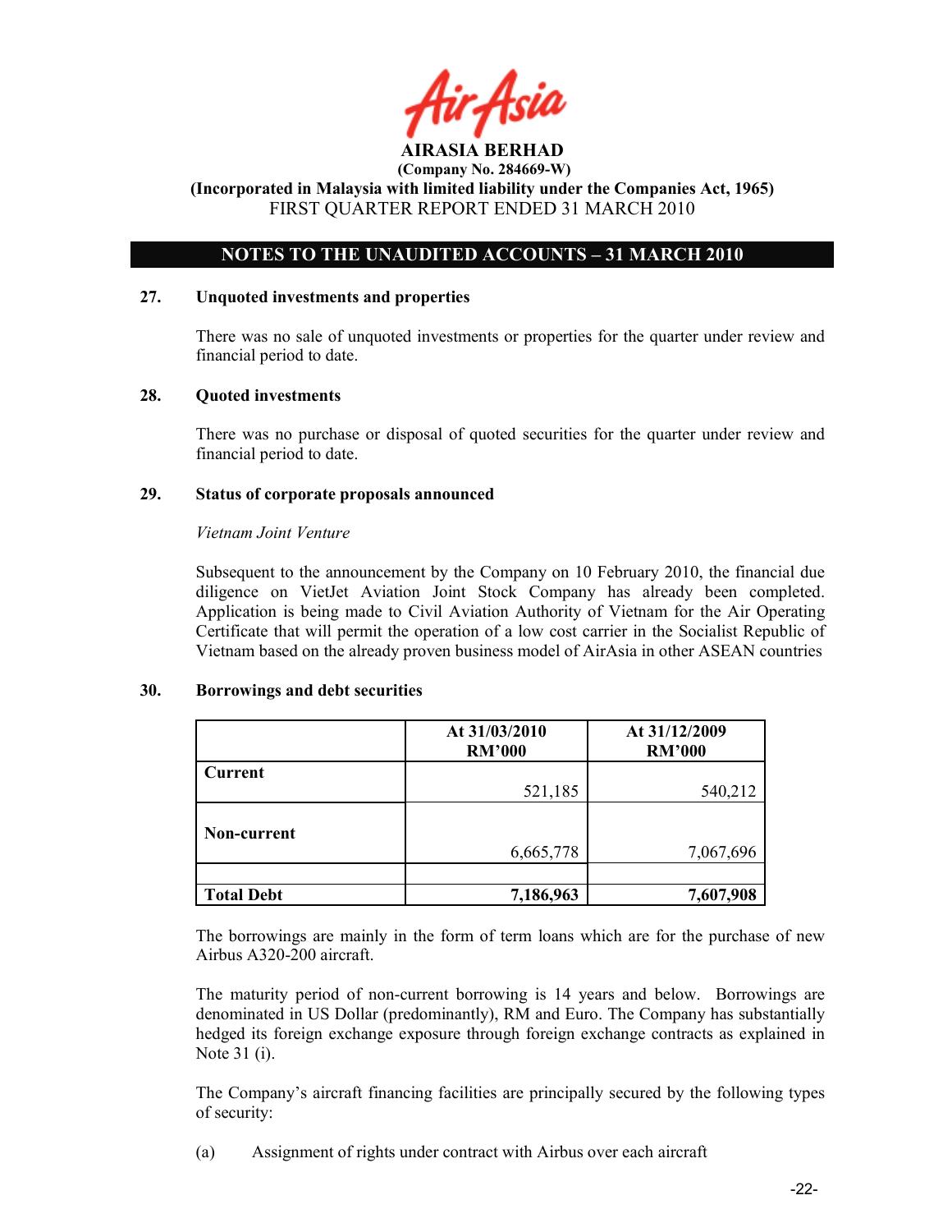# AIRASIA BERHAD

**(Company No. 284669-W)**

**(Incorporated in Malaysia with limited liability under the Companies Act, 1965)**

FIRST QUARTER REPORT ENDED 31 MARCH 2010

## NOTES TO THE UNAUDITED ACCOUNTS – 31 MARCH 2010

### 27. Unquoted investments and properties

There was no sale of unquoted investments or properties for the quarter under review and financial period to date.

### 28. Quoted investments

There was no purchase or disposal of quoted securities for the quarter under review and financial period to date.

### 29. Status of corporate proposals announced

*Vietnam Joint Venture*

Subsequent to the announcement by the Company on 10 February 2010, the financial due diligence on VietJet Aviation Joint Stock Company has already been completed. Application is being made to Civil Aviation Authority of Vietnam for the Air Operating Certificate that will permit the operation of a low cost carrier in the Socialist Republic of Vietnam based on the already proven business model of AirAsia in other ASEAN countries

### 30. Borrowings and debt securities

| | At 31/03/2010 RM'000 | At 31/12/2009 RM'000 |
|---|---|---|
| **Current** | 521,185 | 540,212 |
| **Non-current** | 6,665,778 | 7,067,696 |
| | | |
| **Total Debt** | **7,186,963** | **7,607,908** |

The borrowings are mainly in the form of term loans which are for the purchase of new Airbus A320-200 aircraft.

The maturity period of non-current borrowing is 14 years and below. Borrowings are denominated in US Dollar (predominantly), RM and Euro. The Company has substantially hedged its foreign exchange exposure through foreign exchange contracts as explained in Note 31 (i).

The Company's aircraft financing facilities are principally secured by the following types of security:

(a) Assignment of rights under contract with Airbus over each aircraft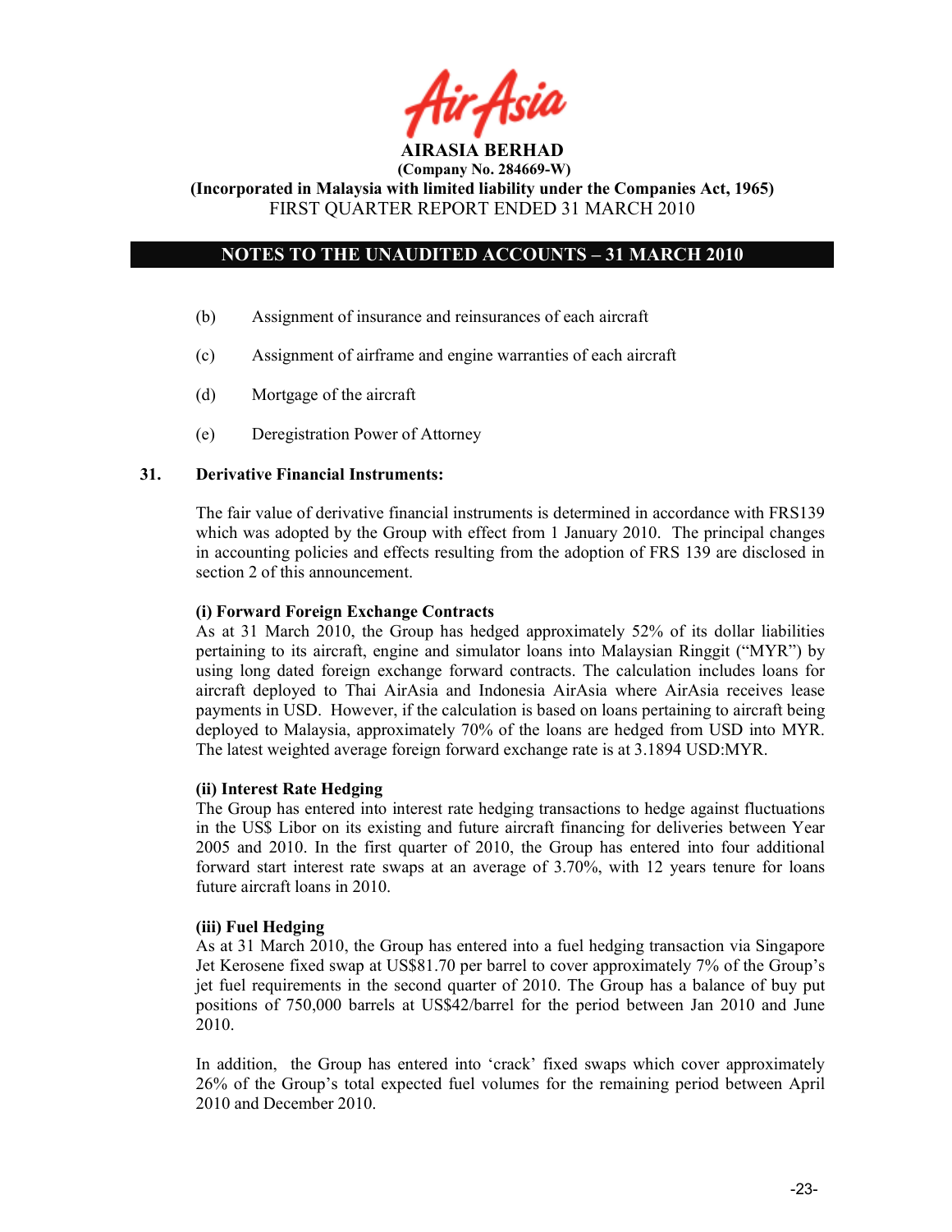(b) Assignment of insurance and reinsurances of each aircraft

(c) Assignment of airframe and engine warranties of each aircraft

(d) Mortgage of the aircraft

(e) Deregistration Power of Attorney

## 31. Derivative Financial Instruments:

The fair value of derivative financial instruments is determined in accordance with FRS139 which was adopted by the Group with effect from 1 January 2010. The principal changes in accounting policies and effects resulting from the adoption of FRS 139 are disclosed in section 2 of this announcement.

**(i) Forward Foreign Exchange Contracts**

As at 31 March 2010, the Group has hedged approximately 52% of its dollar liabilities pertaining to its aircraft, engine and simulator loans into Malaysian Ringgit ("MYR") by using long dated foreign exchange forward contracts. The calculation includes loans for aircraft deployed to Thai AirAsia and Indonesia AirAsia where AirAsia receives lease payments in USD. However, if the calculation is based on loans pertaining to aircraft being deployed to Malaysia, approximately 70% of the loans are hedged from USD into MYR. The latest weighted average foreign forward exchange rate is at 3.1894 USD:MYR.

**(ii) Interest Rate Hedging**

The Group has entered into interest rate hedging transactions to hedge against fluctuations in the US$ Libor on its existing and future aircraft financing for deliveries between Year 2005 and 2010. In the first quarter of 2010, the Group has entered into four additional forward start interest rate swaps at an average of 3.70%, with 12 years tenure for loans future aircraft loans in 2010.

**(iii) Fuel Hedging**

As at 31 March 2010, the Group has entered into a fuel hedging transaction via Singapore Jet Kerosene fixed swap at US$81.70 per barrel to cover approximately 7% of the Group's jet fuel requirements in the second quarter of 2010. The Group has a balance of buy put positions of 750,000 barrels at US$42/barrel for the period between Jan 2010 and June 2010.

In addition, the Group has entered into 'crack' fixed swaps which cover approximately 26% of the Group's total expected fuel volumes for the remaining period between April 2010 and December 2010.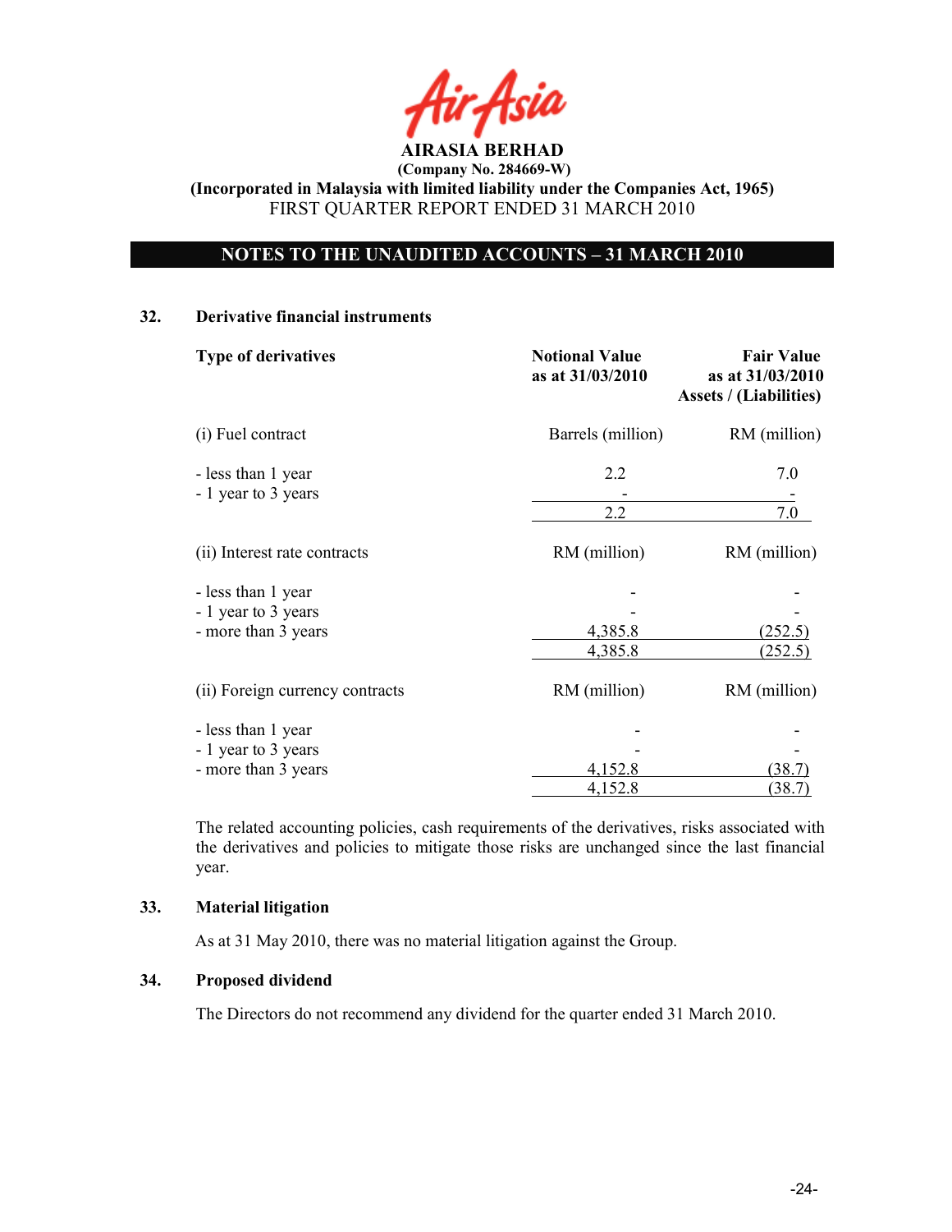AirAsia

**AIRASIA BERHAD**
**(Company No. 284669-W)**
**(Incorporated in Malaysia with limited liability under the Companies Act, 1965)**
FIRST QUARTER REPORT ENDED 31 MARCH 2010

**NOTES TO THE UNAUDITED ACCOUNTS – 31 MARCH 2010**

## 32. Derivative financial instruments

| Type of derivatives | Notional Value as at 31/03/2010 | Fair Value as at 31/03/2010 Assets / (Liabilities) |
|---|---|---|
| (i) Fuel contract | Barrels (million) | RM (million) |
| - less than 1 year | 2.2 | 7.0 |
| - 1 year to 3 years | - | - |
| | 2.2 | 7.0 |
| (ii) Interest rate contracts | RM (million) | RM (million) |
| - less than 1 year | - | - |
| - 1 year to 3 years | - | - |
| - more than 3 years | 4,385.8 | (252.5) |
| | 4,385.8 | (252.5) |
| (ii) Foreign currency contracts | RM (million) | RM (million) |
| - less than 1 year | - | - |
| - 1 year to 3 years | - | - |
| - more than 3 years | 4,152.8 | (38.7) |
| | 4,152.8 | (38.7) |

The related accounting policies, cash requirements of the derivatives, risks associated with the derivatives and policies to mitigate those risks are unchanged since the last financial year.

## 33. Material litigation

As at 31 May 2010, there was no material litigation against the Group.

## 34. Proposed dividend

The Directors do not recommend any dividend for the quarter ended 31 March 2010.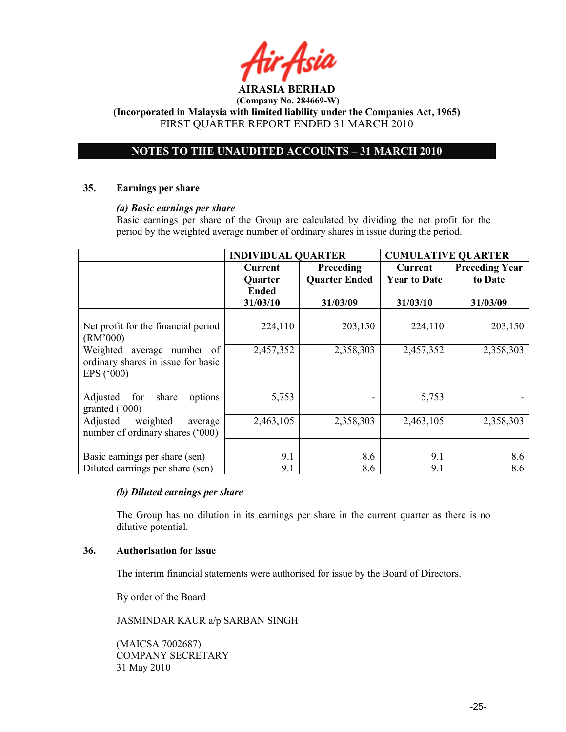**AIRASIA BERHAD**
**(Company No. 284669-W)**
**(Incorporated in Malaysia with limited liability under the Companies Act, 1965)**
FIRST QUARTER REPORT ENDED 31 MARCH 2010

## NOTES TO THE UNAUDITED ACCOUNTS – 31 MARCH 2010

### 35. Earnings per share

***(a) Basic earnings per share***

Basic earnings per share of the Group are calculated by dividing the net profit for the period by the weighted average number of ordinary shares in issue during the period.

| | INDIVIDUAL QUARTER | | CUMULATIVE QUARTER | |
|---|---|---|---|---|
| | Current Quarter Ended 31/03/10 | Preceding Quarter Ended 31/03/09 | Current Year to Date 31/03/10 | Preceding Year to Date 31/03/09 |
| Net profit for the financial period (RM'000) | 224,110 | 203,150 | 224,110 | 203,150 |
| Weighted average number of ordinary shares in issue for basic EPS ('000) | 2,457,352 | 2,358,303 | 2,457,352 | 2,358,303 |
| Adjusted for share options granted ('000) | 5,753 | - | 5,753 | - |
| Adjusted weighted average number of ordinary shares ('000) | 2,463,105 | 2,358,303 | 2,463,105 | 2,358,303 |
| Basic earnings per share (sen) | 9.1 | 8.6 | 9.1 | 8.6 |
| Diluted earnings per share (sen) | 9.1 | 8.6 | 9.1 | 8.6 |

***(b) Diluted earnings per share***

The Group has no dilution in its earnings per share in the current quarter as there is no dilutive potential.

### 36. Authorisation for issue

The interim financial statements were authorised for issue by the Board of Directors.

By order of the Board

JASMINDAR KAUR a/p SARBAN SINGH

(MAICSA 7002687)
COMPANY SECRETARY
31 May 2010